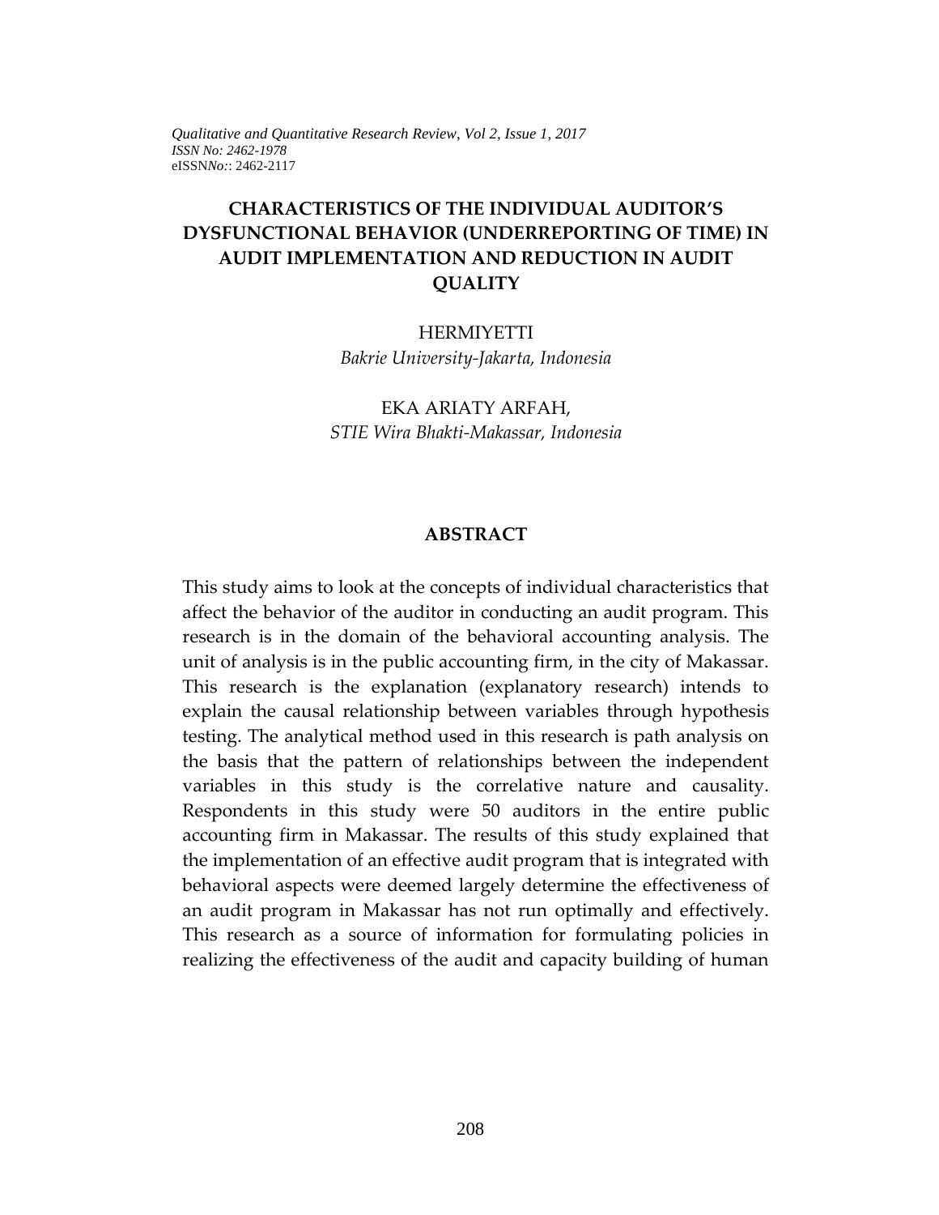# CHARACTERISTICS OF THE INDIVIDUAL AUDITOR'S DYSFUNCTIONAL BEHAVIOR (UNDERREPORTING OF TIME) IN AUDIT IMPLEMENTATION AND REDUCTION IN AUDIT QUALITY

HERMIYETTI

*Bakrie University-Jakarta, Indonesia*

EKA ARIATY ARFAH,

*STIE Wira Bhakti-Makassar, Indonesia*

## ABSTRACT

This study aims to look at the concepts of individual characteristics that affect the behavior of the auditor in conducting an audit program. This research is in the domain of the behavioral accounting analysis. The unit of analysis is in the public accounting firm, in the city of Makassar. This research is the explanation (explanatory research) intends to explain the causal relationship between variables through hypothesis testing. The analytical method used in this research is path analysis on the basis that the pattern of relationships between the independent variables in this study is the correlative nature and causality. Respondents in this study were 50 auditors in the entire public accounting firm in Makassar. The results of this study explained that the implementation of an effective audit program that is integrated with behavioral aspects were deemed largely determine the effectiveness of an audit program in Makassar has not run optimally and effectively. This research as a source of information for formulating policies in realizing the effectiveness of the audit and capacity building of human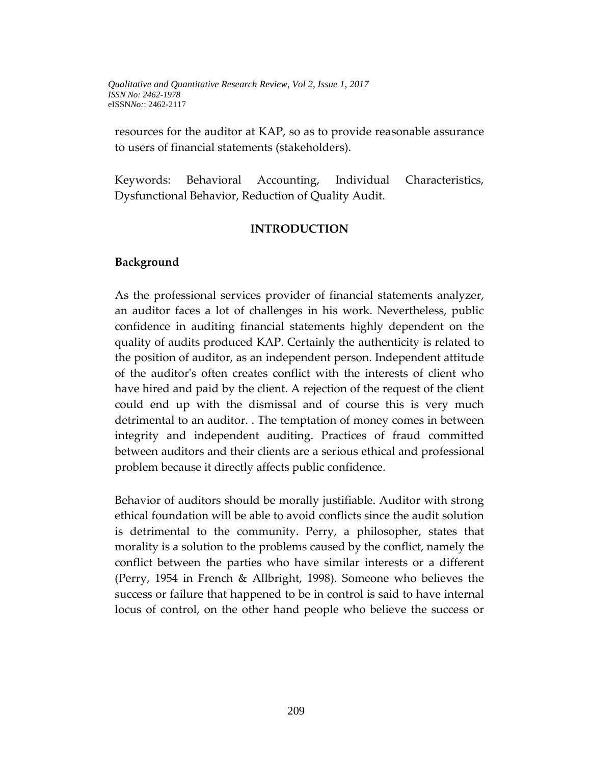resources for the auditor at KAP, so as to provide reasonable assurance to users of financial statements (stakeholders).

Keywords: Behavioral Accounting, Individual Characteristics, Dysfunctional Behavior, Reduction of Quality Audit.

## INTRODUCTION

### Background

As the professional services provider of financial statements analyzer, an auditor faces a lot of challenges in his work. Nevertheless, public confidence in auditing financial statements highly dependent on the quality of audits produced KAP. Certainly the authenticity is related to the position of auditor, as an independent person. Independent attitude of the auditor's often creates conflict with the interests of client who have hired and paid by the client. A rejection of the request of the client could end up with the dismissal and of course this is very much detrimental to an auditor. . The temptation of money comes in between integrity and independent auditing. Practices of fraud committed between auditors and their clients are a serious ethical and professional problem because it directly affects public confidence.

Behavior of auditors should be morally justifiable. Auditor with strong ethical foundation will be able to avoid conflicts since the audit solution is detrimental to the community. Perry, a philosopher, states that morality is a solution to the problems caused by the conflict, namely the conflict between the parties who have similar interests or a different (Perry, 1954 in French & Allbright, 1998). Someone who believes the success or failure that happened to be in control is said to have internal locus of control, on the other hand people who believe the success or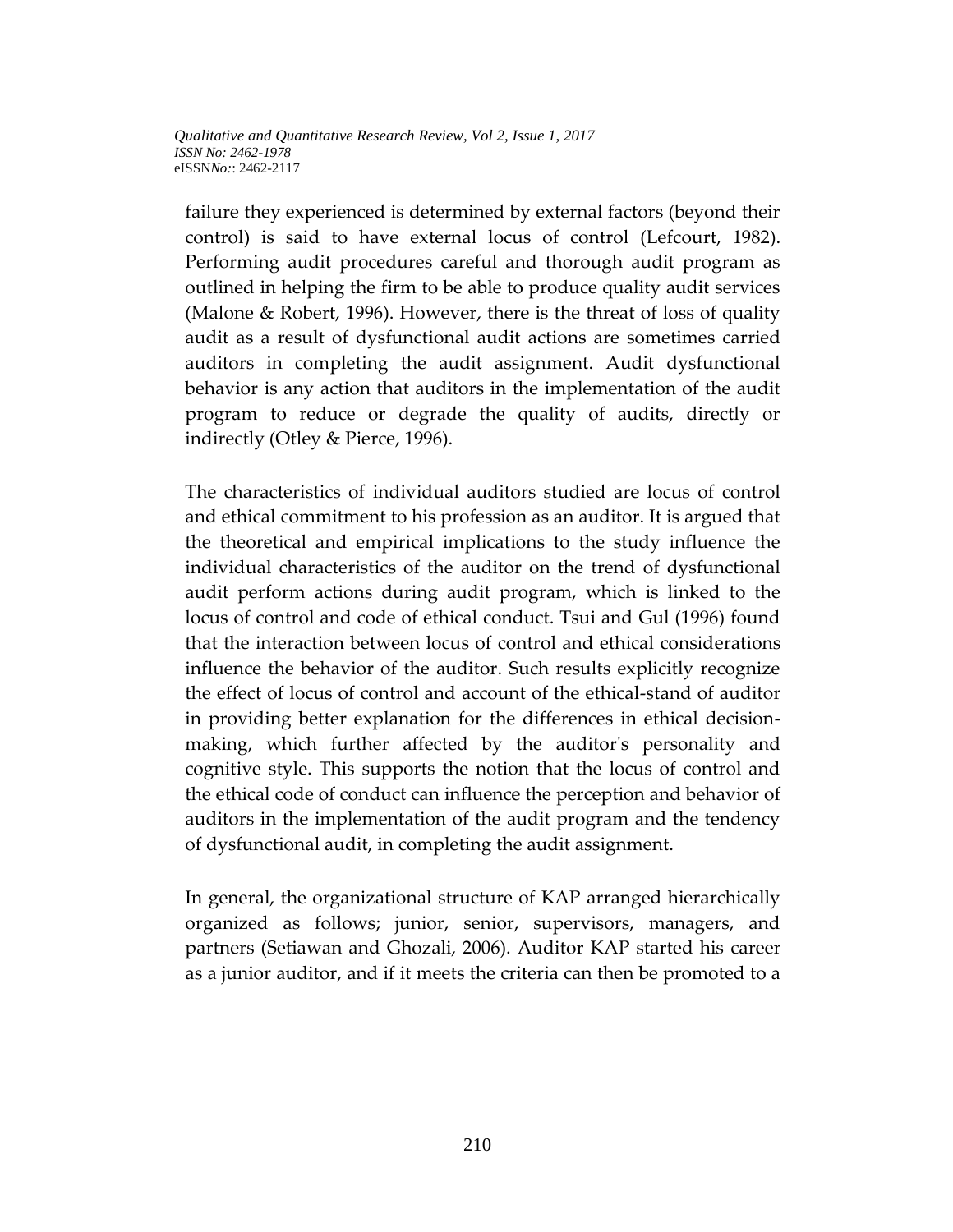failure they experienced is determined by external factors (beyond their control) is said to have external locus of control (Lefcourt, 1982). Performing audit procedures careful and thorough audit program as outlined in helping the firm to be able to produce quality audit services (Malone & Robert, 1996). However, there is the threat of loss of quality audit as a result of dysfunctional audit actions are sometimes carried auditors in completing the audit assignment. Audit dysfunctional behavior is any action that auditors in the implementation of the audit program to reduce or degrade the quality of audits, directly or indirectly (Otley & Pierce, 1996).

The characteristics of individual auditors studied are locus of control and ethical commitment to his profession as an auditor. It is argued that the theoretical and empirical implications to the study influence the individual characteristics of the auditor on the trend of dysfunctional audit perform actions during audit program, which is linked to the locus of control and code of ethical conduct. Tsui and Gul (1996) found that the interaction between locus of control and ethical considerations influence the behavior of the auditor. Such results explicitly recognize the effect of locus of control and account of the ethical-stand of auditor in providing better explanation for the differences in ethical decision-making, which further affected by the auditor's personality and cognitive style. This supports the notion that the locus of control and the ethical code of conduct can influence the perception and behavior of auditors in the implementation of the audit program and the tendency of dysfunctional audit, in completing the audit assignment.

In general, the organizational structure of KAP arranged hierarchically organized as follows; junior, senior, supervisors, managers, and partners (Setiawan and Ghozali, 2006). Auditor KAP started his career as a junior auditor, and if it meets the criteria can then be promoted to a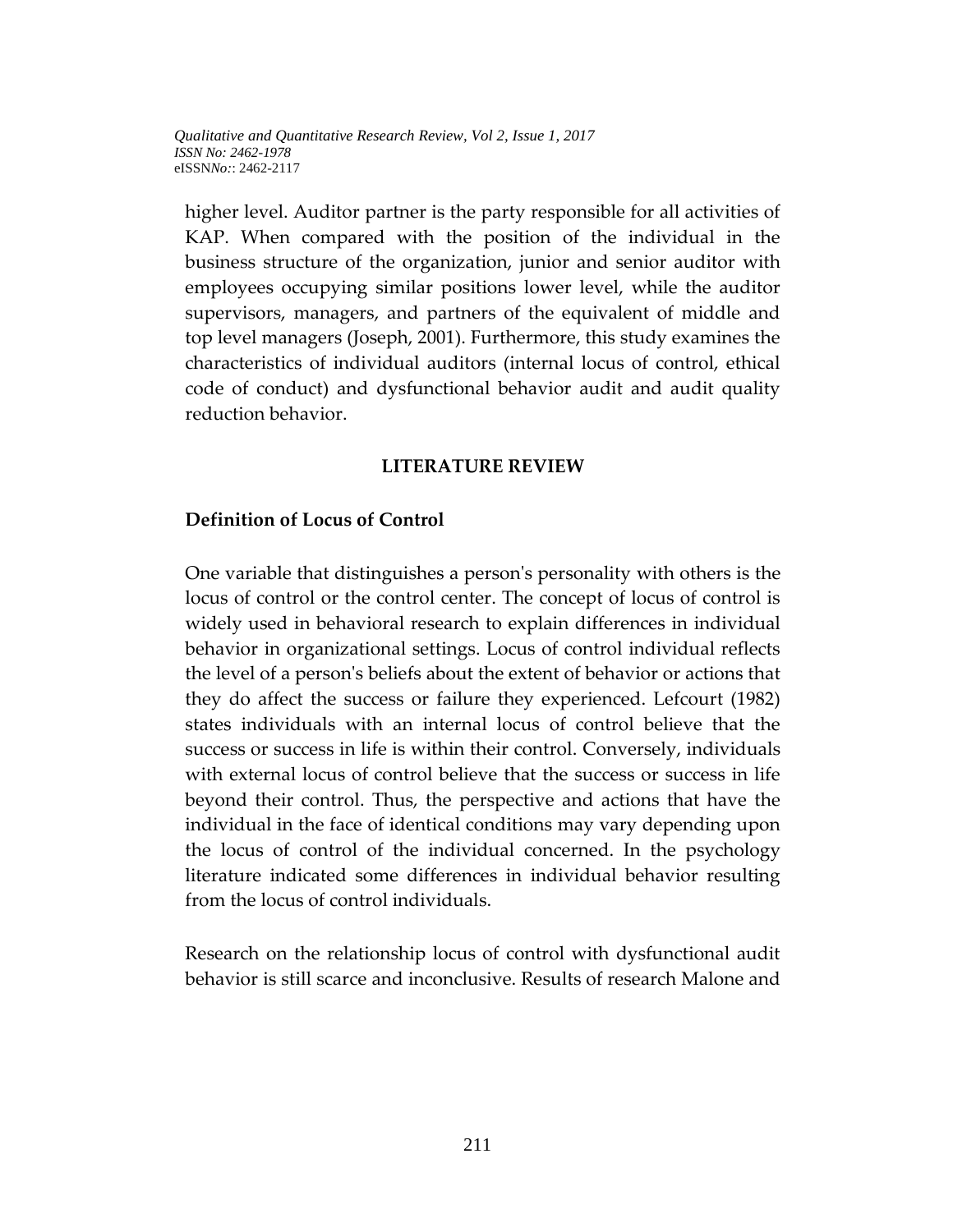higher level. Auditor partner is the party responsible for all activities of KAP. When compared with the position of the individual in the business structure of the organization, junior and senior auditor with employees occupying similar positions lower level, while the auditor supervisors, managers, and partners of the equivalent of middle and top level managers (Joseph, 2001). Furthermore, this study examines the characteristics of individual auditors (internal locus of control, ethical code of conduct) and dysfunctional behavior audit and audit quality reduction behavior.

## LITERATURE REVIEW

### Definition of Locus of Control

One variable that distinguishes a person's personality with others is the locus of control or the control center. The concept of locus of control is widely used in behavioral research to explain differences in individual behavior in organizational settings. Locus of control individual reflects the level of a person's beliefs about the extent of behavior or actions that they do affect the success or failure they experienced. Lefcourt (1982) states individuals with an internal locus of control believe that the success or success in life is within their control. Conversely, individuals with external locus of control believe that the success or success in life beyond their control. Thus, the perspective and actions that have the individual in the face of identical conditions may vary depending upon the locus of control of the individual concerned. In the psychology literature indicated some differences in individual behavior resulting from the locus of control individuals.

Research on the relationship locus of control with dysfunctional audit behavior is still scarce and inconclusive. Results of research Malone and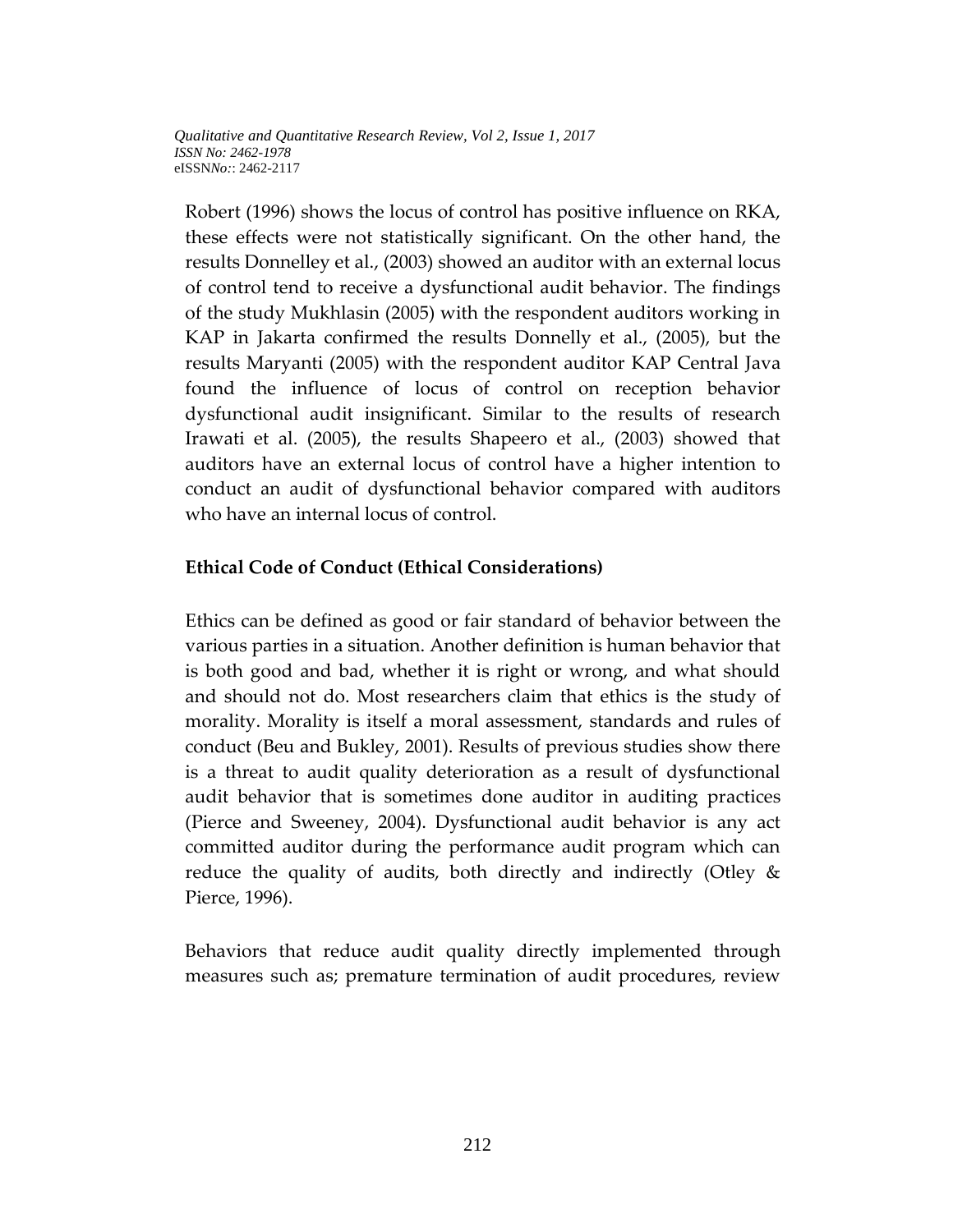Robert (1996) shows the locus of control has positive influence on RKA, these effects were not statistically significant. On the other hand, the results Donnelley et al., (2003) showed an auditor with an external locus of control tend to receive a dysfunctional audit behavior. The findings of the study Mukhlasin (2005) with the respondent auditors working in KAP in Jakarta confirmed the results Donnelly et al., (2005), but the results Maryanti (2005) with the respondent auditor KAP Central Java found the influence of locus of control on reception behavior dysfunctional audit insignificant. Similar to the results of research Irawati et al. (2005), the results Shapeero et al., (2003) showed that auditors have an external locus of control have a higher intention to conduct an audit of dysfunctional behavior compared with auditors who have an internal locus of control.

## Ethical Code of Conduct (Ethical Considerations)

Ethics can be defined as good or fair standard of behavior between the various parties in a situation. Another definition is human behavior that is both good and bad, whether it is right or wrong, and what should and should not do. Most researchers claim that ethics is the study of morality. Morality is itself a moral assessment, standards and rules of conduct (Beu and Bukley, 2001). Results of previous studies show there is a threat to audit quality deterioration as a result of dysfunctional audit behavior that is sometimes done auditor in auditing practices (Pierce and Sweeney, 2004). Dysfunctional audit behavior is any act committed auditor during the performance audit program which can reduce the quality of audits, both directly and indirectly (Otley & Pierce, 1996).

Behaviors that reduce audit quality directly implemented through measures such as; premature termination of audit procedures, review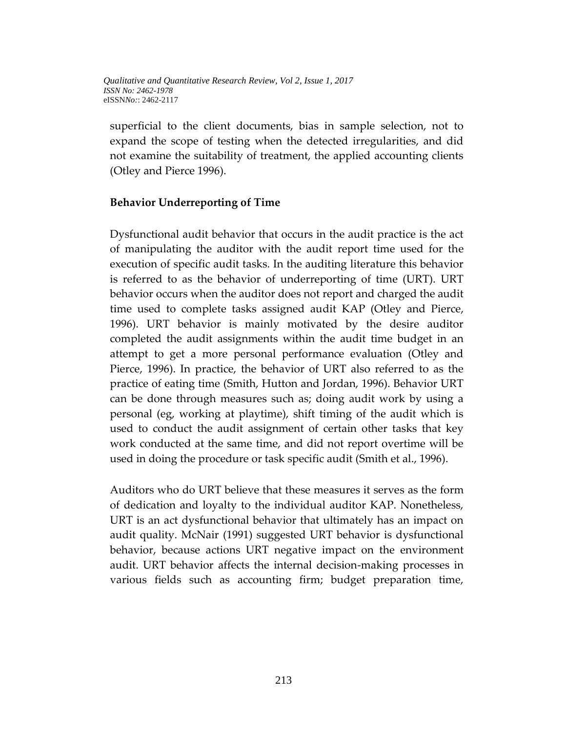superficial to the client documents, bias in sample selection, not to expand the scope of testing when the detected irregularities, and did not examine the suitability of treatment, the applied accounting clients (Otley and Pierce 1996).

## Behavior Underreporting of Time

Dysfunctional audit behavior that occurs in the audit practice is the act of manipulating the auditor with the audit report time used for the execution of specific audit tasks. In the auditing literature this behavior is referred to as the behavior of underreporting of time (URT). URT behavior occurs when the auditor does not report and charged the audit time used to complete tasks assigned audit KAP (Otley and Pierce, 1996). URT behavior is mainly motivated by the desire auditor completed the audit assignments within the audit time budget in an attempt to get a more personal performance evaluation (Otley and Pierce, 1996). In practice, the behavior of URT also referred to as the practice of eating time (Smith, Hutton and Jordan, 1996). Behavior URT can be done through measures such as; doing audit work by using a personal (eg, working at playtime), shift timing of the audit which is used to conduct the audit assignment of certain other tasks that key work conducted at the same time, and did not report overtime will be used in doing the procedure or task specific audit (Smith et al., 1996).

Auditors who do URT believe that these measures it serves as the form of dedication and loyalty to the individual auditor KAP. Nonetheless, URT is an act dysfunctional behavior that ultimately has an impact on audit quality. McNair (1991) suggested URT behavior is dysfunctional behavior, because actions URT negative impact on the environment audit. URT behavior affects the internal decision-making processes in various fields such as accounting firm; budget preparation time,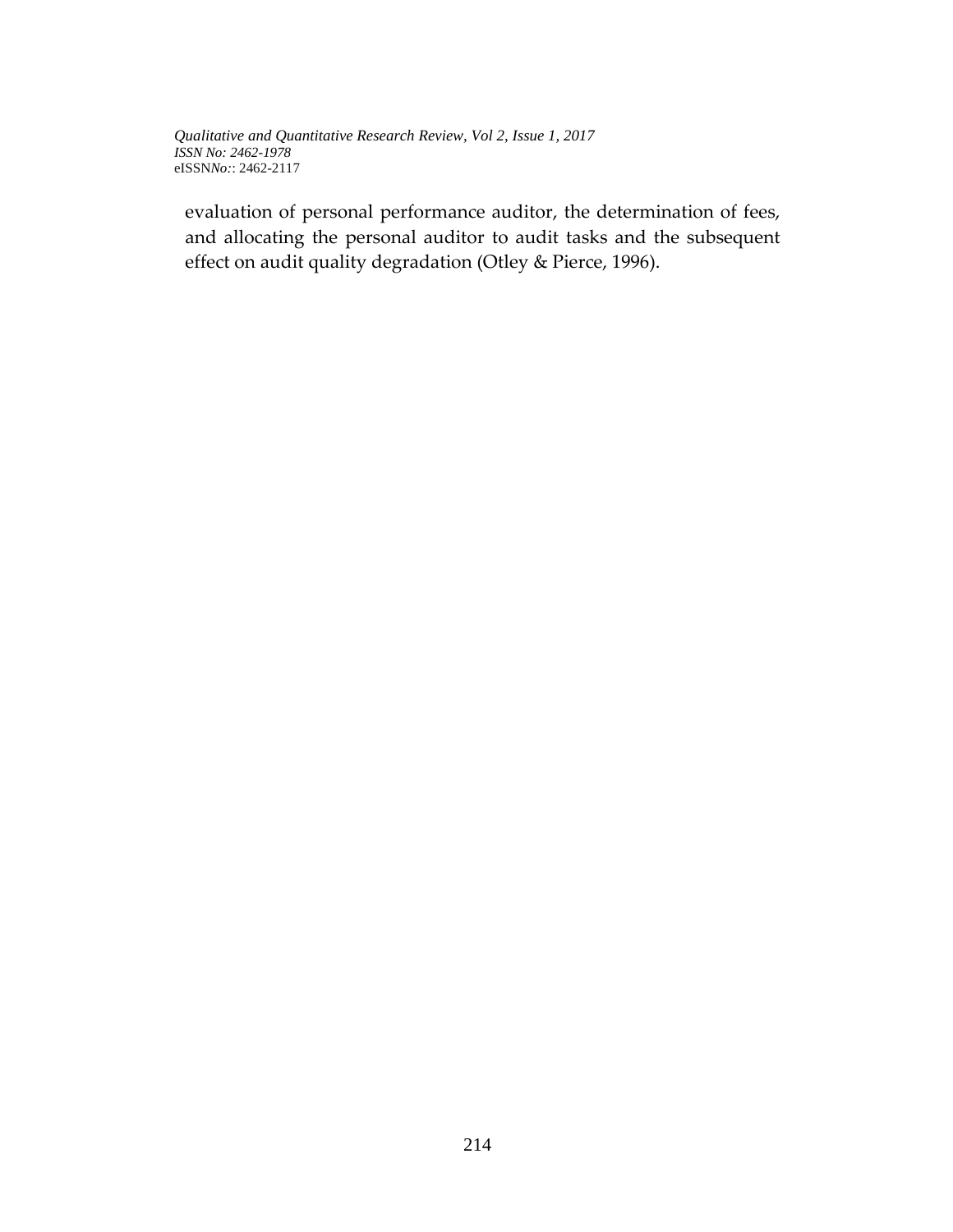evaluation of personal performance auditor, the determination of fees, and allocating the personal auditor to audit tasks and the subsequent effect on audit quality degradation (Otley & Pierce, 1996).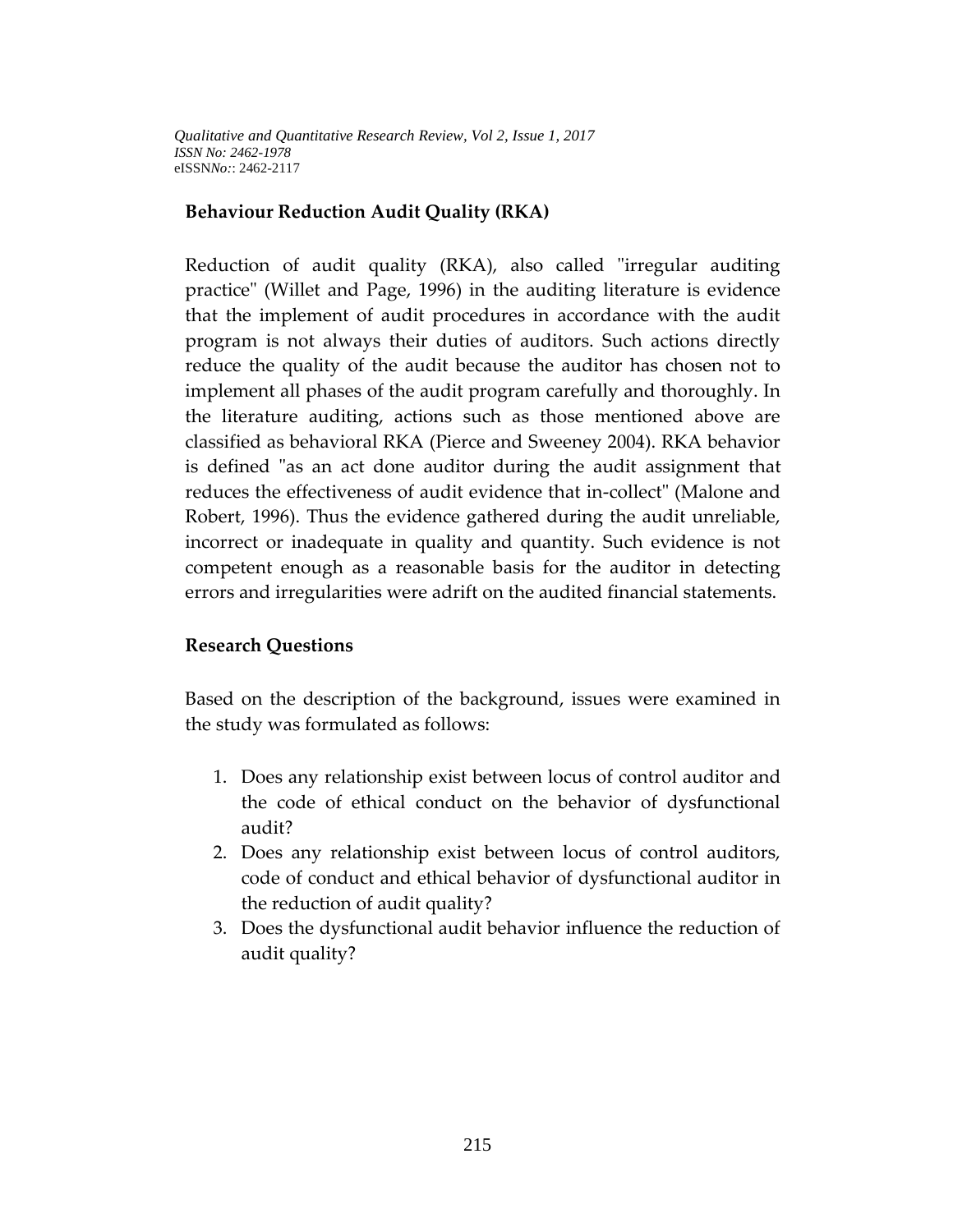## Behaviour Reduction Audit Quality (RKA)

Reduction of audit quality (RKA), also called "irregular auditing practice" (Willet and Page, 1996) in the auditing literature is evidence that the implement of audit procedures in accordance with the audit program is not always their duties of auditors. Such actions directly reduce the quality of the audit because the auditor has chosen not to implement all phases of the audit program carefully and thoroughly. In the literature auditing, actions such as those mentioned above are classified as behavioral RKA (Pierce and Sweeney 2004). RKA behavior is defined "as an act done auditor during the audit assignment that reduces the effectiveness of audit evidence that in-collect" (Malone and Robert, 1996). Thus the evidence gathered during the audit unreliable, incorrect or inadequate in quality and quantity. Such evidence is not competent enough as a reasonable basis for the auditor in detecting errors and irregularities were adrift on the audited financial statements.

## Research Questions

Based on the description of the background, issues were examined in the study was formulated as follows:

1. Does any relationship exist between locus of control auditor and the code of ethical conduct on the behavior of dysfunctional audit?
2. Does any relationship exist between locus of control auditors, code of conduct and ethical behavior of dysfunctional auditor in the reduction of audit quality?
3. Does the dysfunctional audit behavior influence the reduction of audit quality?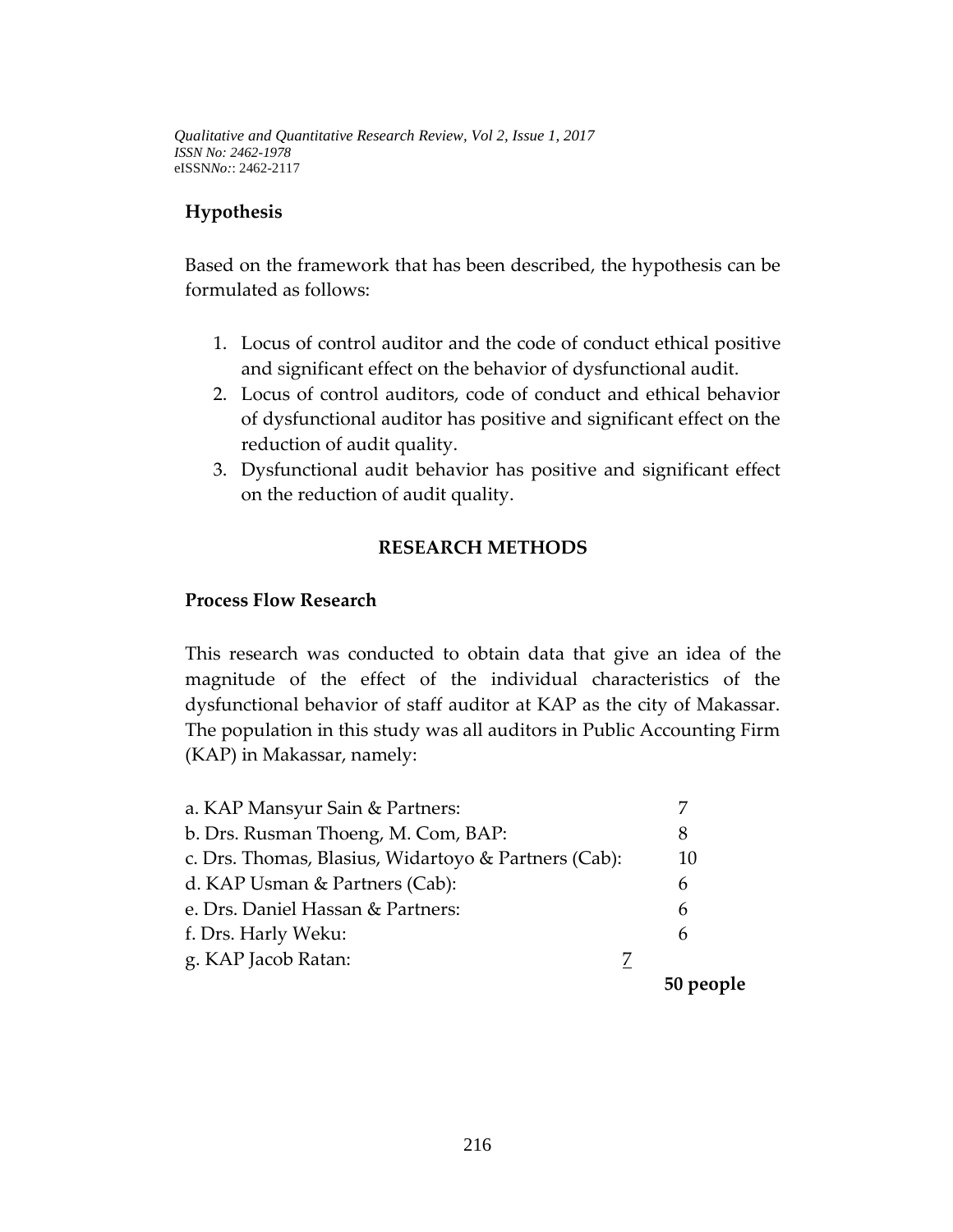## Hypothesis

Based on the framework that has been described, the hypothesis can be formulated as follows:

1. Locus of control auditor and the code of conduct ethical positive and significant effect on the behavior of dysfunctional audit.
2. Locus of control auditors, code of conduct and ethical behavior of dysfunctional auditor has positive and significant effect on the reduction of audit quality.
3. Dysfunctional audit behavior has positive and significant effect on the reduction of audit quality.

## RESEARCH METHODS

### Process Flow Research

This research was conducted to obtain data that give an idea of the magnitude of the effect of the individual characteristics of the dysfunctional behavior of staff auditor at KAP as the city of Makassar. The population in this study was all auditors in Public Accounting Firm (KAP) in Makassar, namely:

| | |
|---|---|
| a. KAP Mansyur Sain & Partners: | 7 |
| b. Drs. Rusman Thoeng, M. Com, BAP: | 8 |
| c. Drs. Thomas, Blasius, Widartoyo & Partners (Cab): | 10 |
| d. KAP Usman & Partners (Cab): | 6 |
| e. Drs. Daniel Hassan & Partners: | 6 |
| f. Drs. Harly Weku: | 6 |
| g. KAP Jacob Ratan: | 7 |
| | **50 people** |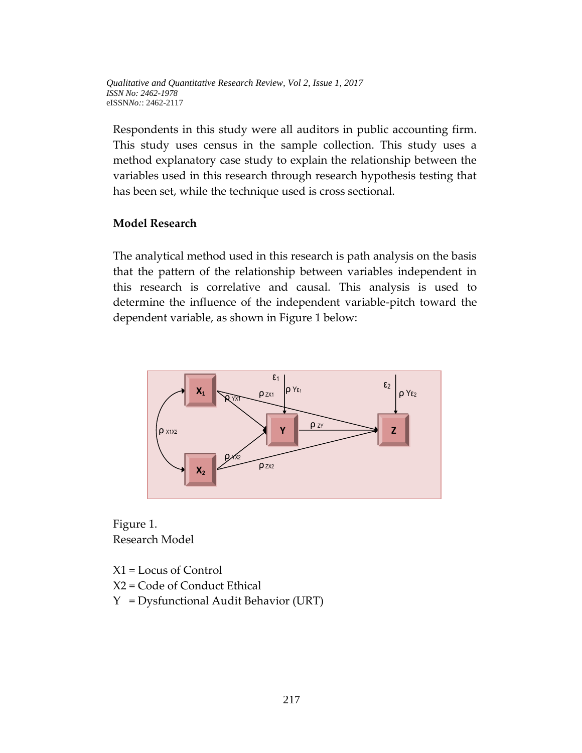Respondents in this study were all auditors in public accounting firm. This study uses census in the sample collection. This study uses a method explanatory case study to explain the relationship between the variables used in this research through research hypothesis testing that has been set, while the technique used is cross sectional.

**Model Research**

The analytical method used in this research is path analysis on the basis that the pattern of the relationship between variables independent in this research is correlative and causal. This analysis is used to determine the influence of the independent variable-pitch toward the dependent variable, as shown in Figure 1 below:

Figure 1.
Research Model

X1 = Locus of Control
X2 = Code of Conduct Ethical
Y = Dysfunctional Audit Behavior (URT)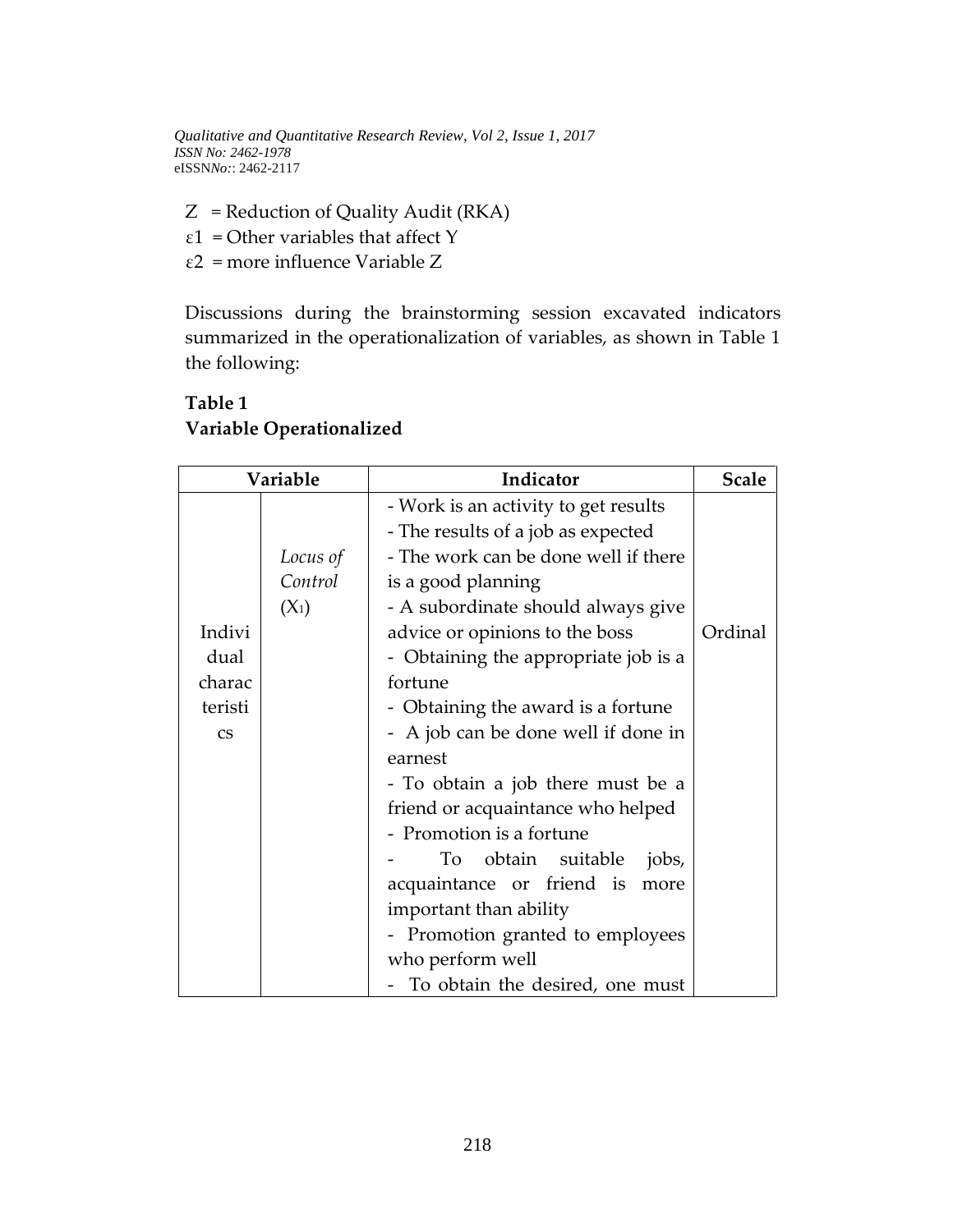Z = Reduction of Quality Audit (RKA)

$\varepsilon 1$ = Other variables that affect Y

$\varepsilon 2$ = more influence Variable Z

Discussions during the brainstorming session excavated indicators summarized in the operationalization of variables, as shown in Table 1 the following:

**Table 1**
**Variable Operationalized**

| Variable | | Indicator | Scale |
|---|---|---|---|
| Individual characteristics | *Locus of Control* ($X_1$) | - Work is an activity to get results<br>- The results of a job as expected<br>- The work can be done well if there is a good planning<br>- A subordinate should always give advice or opinions to the boss<br>- Obtaining the appropriate job is a fortune<br>- Obtaining the award is a fortune<br>- A job can be done well if done in earnest<br>- To obtain a job there must be a friend or acquaintance who helped<br>- Promotion is a fortune<br>- To obtain suitable jobs, acquaintance or friend is more important than ability<br>- Promotion granted to employees who perform well<br>- To obtain the desired, one must | Ordinal |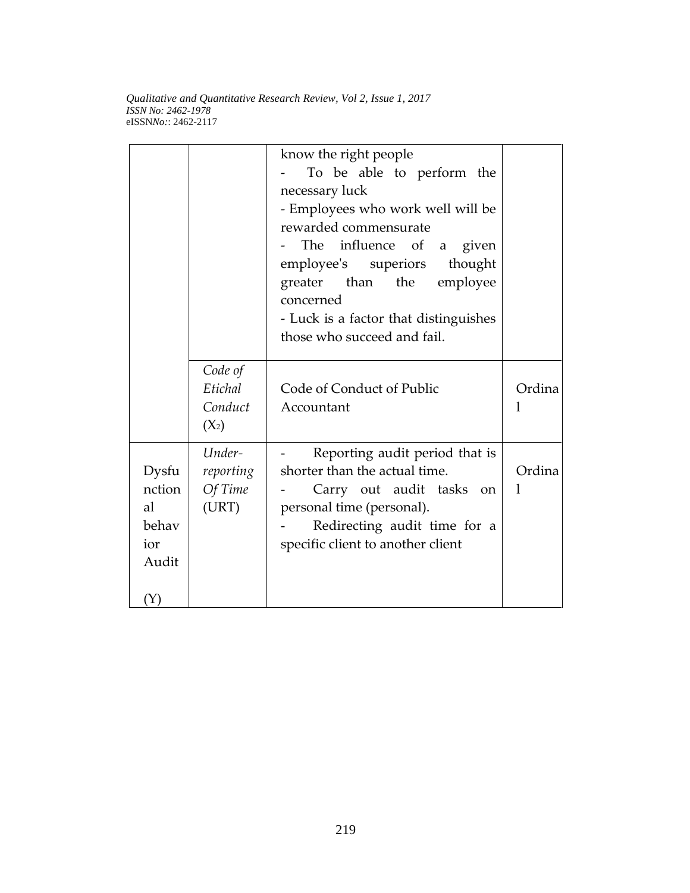| | | | |
|---|---|---|---|
| | | know the right people<br>- To be able to perform the necessary luck<br>- Employees who work well will be rewarded commensurate<br>- The influence of a given employee's superiors thought greater than the employee concerned<br>- Luck is a factor that distinguishes those who succeed and fail. | |
| | *Code of Etichal Conduct* ($X_2$) | Code of Conduct of Public Accountant | Ordinal |
| Dysfunctional behavior Audit (Y) | *Under-reporting Of Time* (URT) | - Reporting audit period that is shorter than the actual time.<br>- Carry out audit tasks on personal time (personal).<br>- Redirecting audit time for a specific client to another client | Ordinal |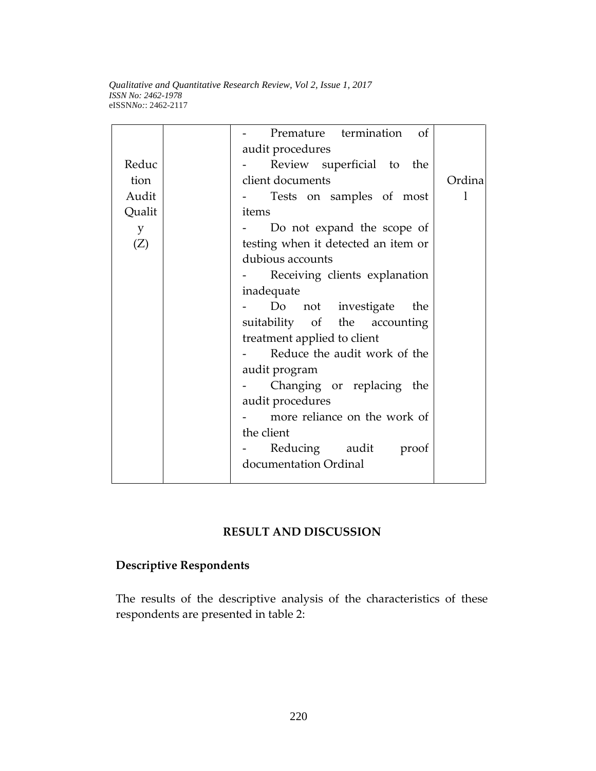| | | | |
|---|---|---|---|
| Reduction Audit Quality (Z) | | - Premature termination of audit procedures<br>- Review superficial to the client documents<br>- Tests on samples of most items<br>- Do not expand the scope of testing when it detected an item or dubious accounts<br>- Receiving clients explanation inadequate<br>- Do not investigate the suitability of the accounting treatment applied to client<br>- Reduce the audit work of the audit program<br>- Changing or replacing the audit procedures<br>- more reliance on the work of the client<br>- Reducing audit proof documentation Ordinal | Ordinal |

## RESULT AND DISCUSSION

### Descriptive Respondents

The results of the descriptive analysis of the characteristics of these respondents are presented in table 2: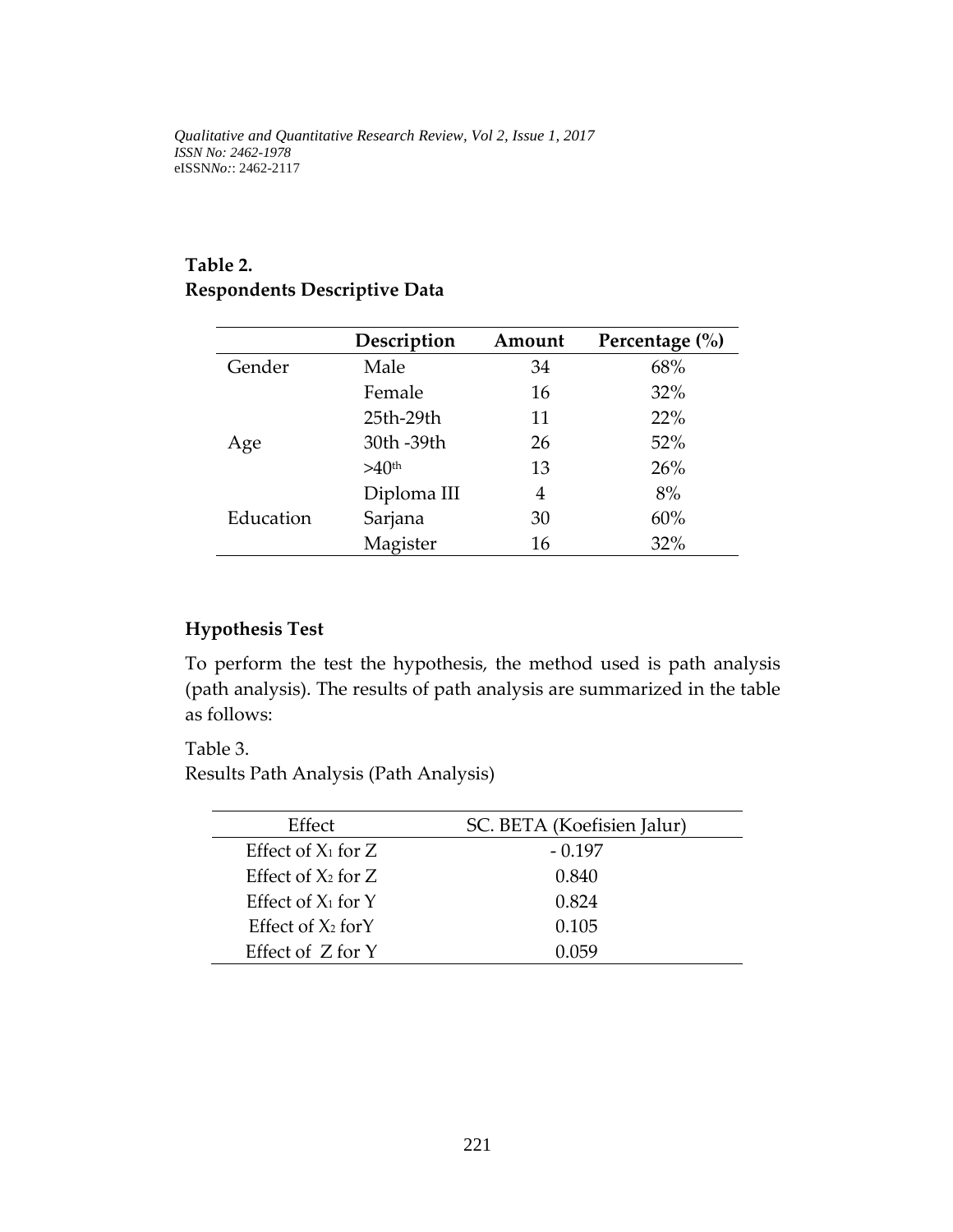**Table 2.**
**Respondents Descriptive Data**

| | Description | Amount | Percentage (%) |
|---|---|---|---|
| Gender | Male | 34 | 68% |
| | Female | 16 | 32% |
| | 25th-29th | 11 | 22% |
| Age | 30th -39th | 26 | 52% |
| | >40th | 13 | 26% |
| | Diploma III | 4 | 8% |
| Education | Sarjana | 30 | 60% |
| | Magister | 16 | 32% |

## Hypothesis Test

To perform the test the hypothesis, the method used is path analysis (path analysis). The results of path analysis are summarized in the table as follows:

Table 3.
Results Path Analysis (Path Analysis)

| Effect | SC. BETA (Koefisien Jalur) |
|---|---|
| Effect of $X_1$ for Z | - 0.197 |
| Effect of $X_2$ for Z | 0.840 |
| Effect of $X_1$ for Y | 0.824 |
| Effect of $X_2$ forY | 0.105 |
| Effect of Z for Y | 0.059 |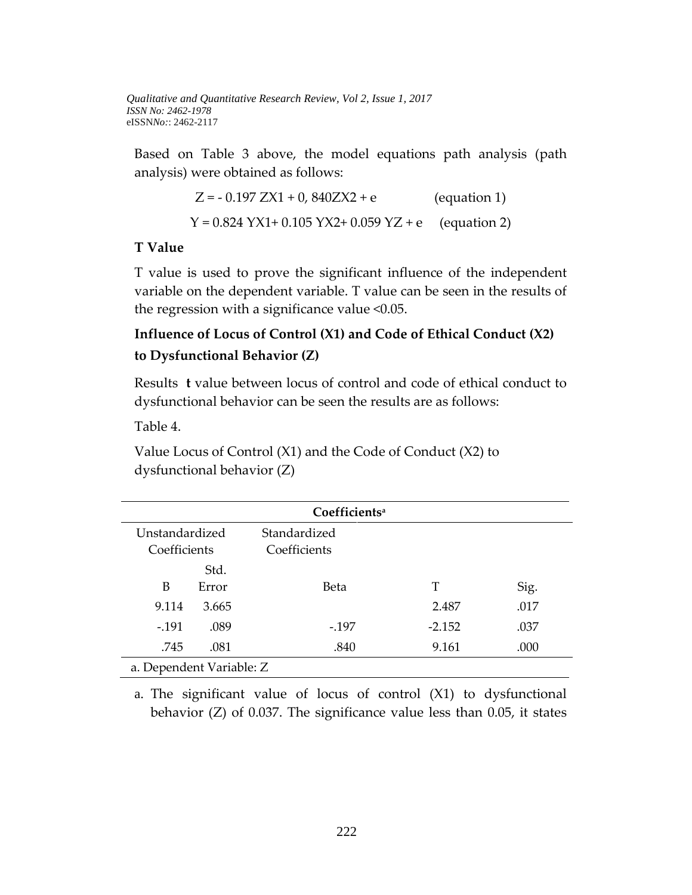Based on Table 3 above, the model equations path analysis (path analysis) were obtained as follows:

$$Z = - 0.197\ ZX1 + 0,\ 840ZX2 + e \qquad \text{(equation 1)}$$

$$Y = 0.824\ YX1 + 0.105\ YX2 + 0.059\ YZ + e \qquad \text{(equation 2)}$$

**T Value**

T value is used to prove the significant influence of the independent variable on the dependent variable. T value can be seen in the results of the regression with a significance value <0.05.

**Influence of Locus of Control (X1) and Code of Ethical Conduct (X2) to Dysfunctional Behavior (Z)**

Results **t** value between locus of control and code of ethical conduct to dysfunctional behavior can be seen the results are as follows:

Table 4.

Value Locus of Control (X1) and the Code of Conduct (X2) to dysfunctional behavior (Z)

| Coefficients[a] | | | | |
|---|---|---|---|---|
| Unstandardized Coefficients | | Standardized Coefficients | | |
| B | Std. Error | Beta | T | Sig. |
| 9.114 | 3.665 | | 2.487 | .017 |
| -.191 | .089 | -.197 | -2.152 | .037 |
| .745 | .081 | .840 | 9.161 | .000 |

a. Dependent Variable: Z

a. The significant value of locus of control (X1) to dysfunctional behavior (Z) of 0.037. The significance value less than 0.05, it states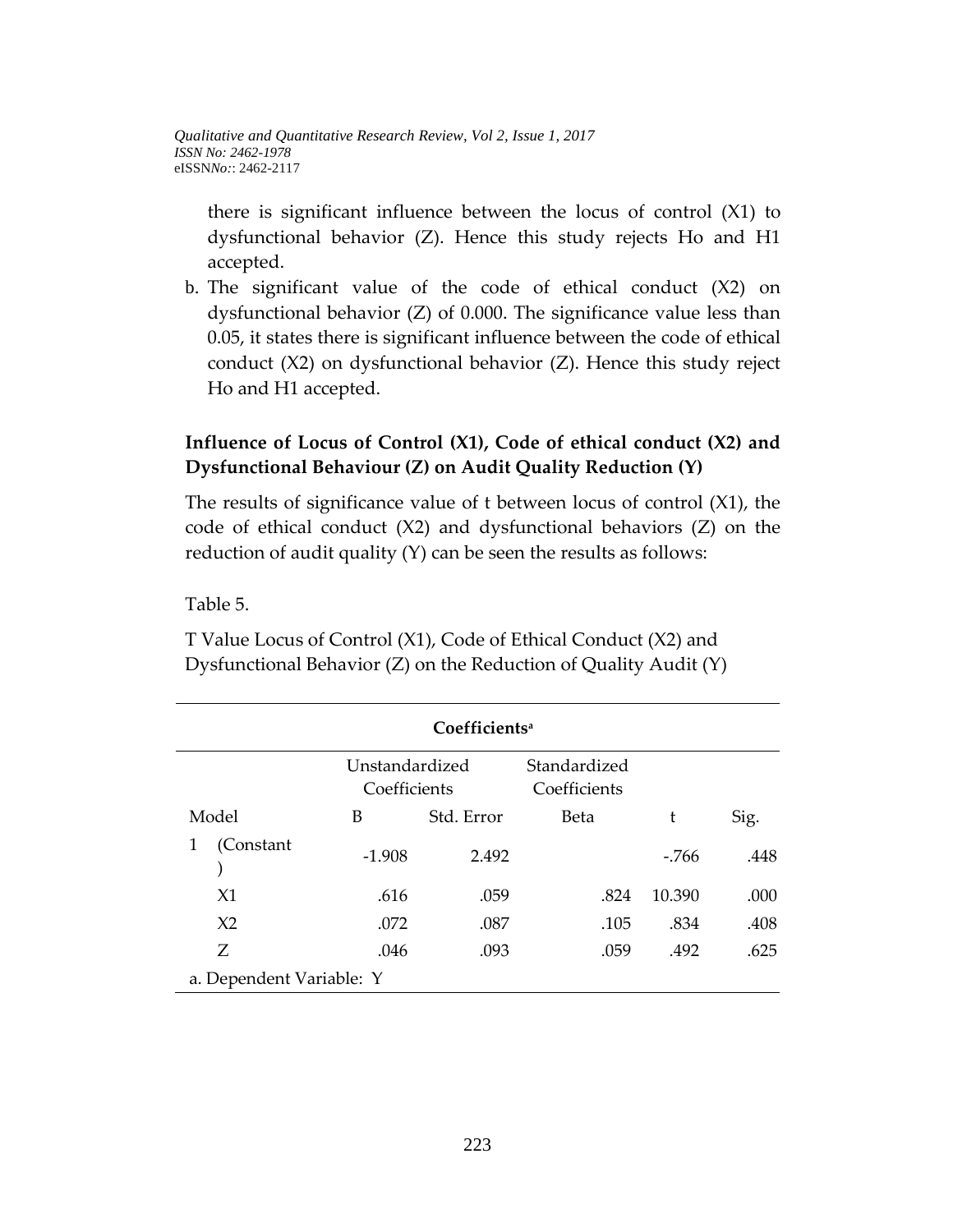there is significant influence between the locus of control (X1) to dysfunctional behavior (Z). Hence this study rejects Ho and H1 accepted.

b. The significant value of the code of ethical conduct (X2) on dysfunctional behavior (Z) of 0.000. The significance value less than 0.05, it states there is significant influence between the code of ethical conduct (X2) on dysfunctional behavior (Z). Hence this study reject Ho and H1 accepted.

**Influence of Locus of Control (X1), Code of ethical conduct (X2) and Dysfunctional Behaviour (Z) on Audit Quality Reduction (Y)**

The results of significance value of t between locus of control (X1), the code of ethical conduct (X2) and dysfunctional behaviors (Z) on the reduction of audit quality (Y) can be seen the results as follows:

Table 5.

T Value Locus of Control (X1), Code of Ethical Conduct (X2) and Dysfunctional Behavior (Z) on the Reduction of Quality Audit (Y)

| Coefficients[a] | | | | | | |
|---|---|---|---|---|---|---|
| | | Unstandardized Coefficients | | Standardized Coefficients | | |
| Model | | B | Std. Error | Beta | t | Sig. |
| 1 | (Constant) | -1.908 | 2.492 | | -.766 | .448 |
| | X1 | .616 | .059 | .824 | 10.390 | .000 |
| | X2 | .072 | .087 | .105 | .834 | .408 |
| | Z | .046 | .093 | .059 | .492 | .625 |

a. Dependent Variable: Y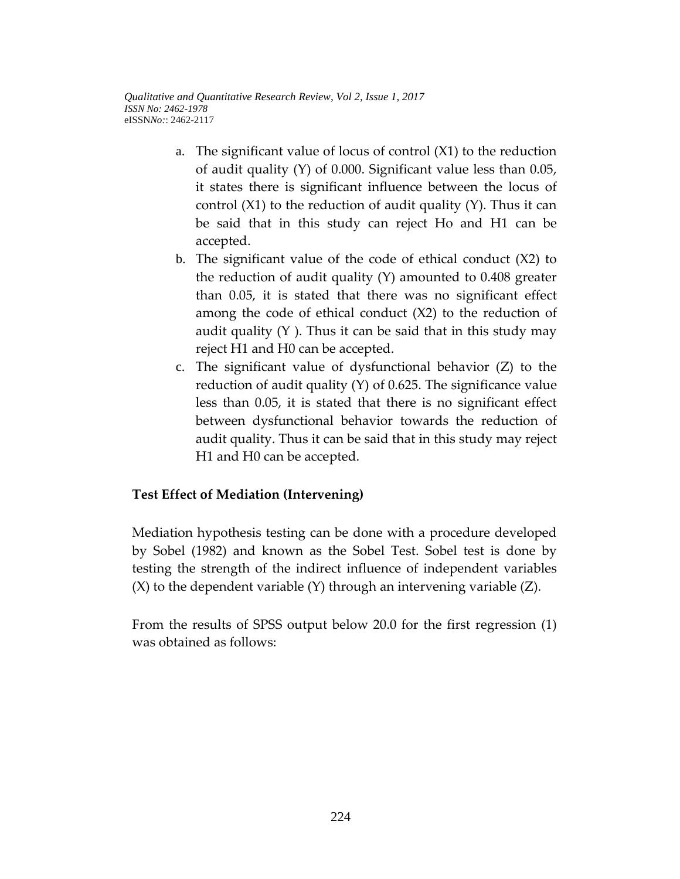a. The significant value of locus of control (X1) to the reduction of audit quality (Y) of 0.000. Significant value less than 0.05, it states there is significant influence between the locus of control (X1) to the reduction of audit quality (Y). Thus it can be said that in this study can reject Ho and H1 can be accepted.
b. The significant value of the code of ethical conduct (X2) to the reduction of audit quality (Y) amounted to 0.408 greater than 0.05, it is stated that there was no significant effect among the code of ethical conduct (X2) to the reduction of audit quality (Y ). Thus it can be said that in this study may reject H1 and H0 can be accepted.
c. The significant value of dysfunctional behavior (Z) to the reduction of audit quality (Y) of 0.625. The significance value less than 0.05, it is stated that there is no significant effect between dysfunctional behavior towards the reduction of audit quality. Thus it can be said that in this study may reject H1 and H0 can be accepted.

**Test Effect of Mediation (Intervening)**

Mediation hypothesis testing can be done with a procedure developed by Sobel (1982) and known as the Sobel Test. Sobel test is done by testing the strength of the indirect influence of independent variables (X) to the dependent variable (Y) through an intervening variable (Z).

From the results of SPSS output below 20.0 for the first regression (1) was obtained as follows: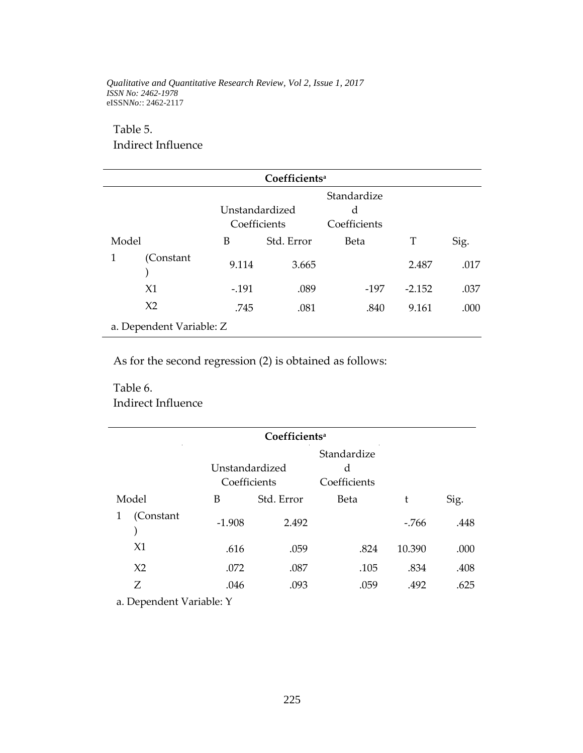Table 5.
Indirect Influence

| Coefficients[a] | | | | | | |
|---|---|---|---|---|---|---|
| | | Unstandardized Coefficients | | Standardized Coefficients | | |
| Model | | B | Std. Error | Beta | T | Sig. |
| 1 | (Constant) | 9.114 | 3.665 | | 2.487 | .017 |
| | X1 | -.191 | .089 | -197 | -2.152 | .037 |
| | X2 | .745 | .081 | .840 | 9.161 | .000 |
| a. Dependent Variable: Z | | | | | | |

As for the second regression (2) is obtained as follows:

Table 6.
Indirect Influence

| Coefficients[a] | | | | | | |
|---|---|---|---|---|---|---|
| | | Unstandardized Coefficients | | Standardized Coefficients | | |
| Model | | B | Std. Error | Beta | t | Sig. |
| 1 | (Constant) | -1.908 | 2.492 | | -.766 | .448 |
| | X1 | .616 | .059 | .824 | 10.390 | .000 |
| | X2 | .072 | .087 | .105 | .834 | .408 |
| | Z | .046 | .093 | .059 | .492 | .625 |
| a. Dependent Variable: Y | | | | | | |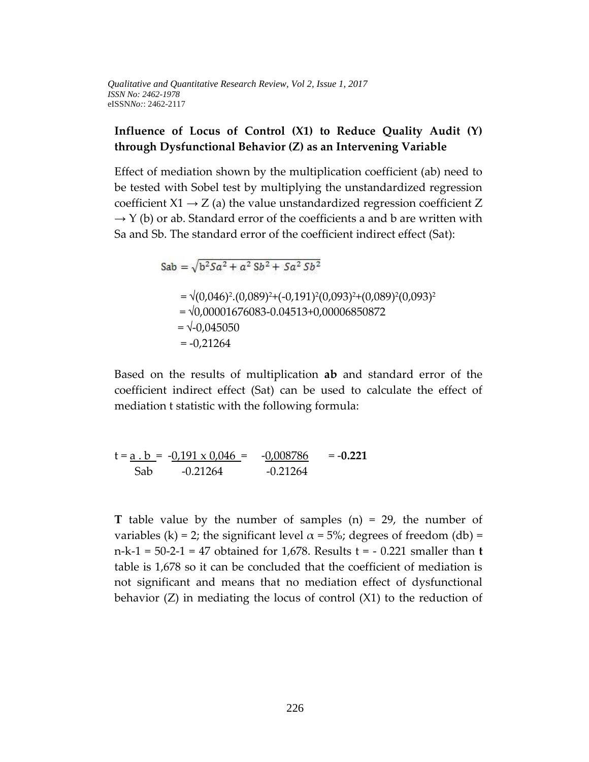**Influence of Locus of Control (X1) to Reduce Quality Audit (Y) through Dysfunctional Behavior (Z) as an Intervening Variable**

Effect of mediation shown by the multiplication coefficient (ab) need to be tested with Sobel test by multiplying the unstandardized regression coefficient X1 → Z (a) the value unstandardized regression coefficient Z → Y (b) or ab. Standard error of the coefficients a and b are written with Sa and Sb. The standard error of the coefficient indirect effect (Sat):

$$Sab = \sqrt{b^2 Sa^2 + a^2\, Sb^2 + Sa^2\, Sb^2}$$

$$= \sqrt{(0{,}046)^2.(0{,}089)^2 + (-0{,}191)^2(0{,}093)^2 + (0{,}089)^2(0{,}093)^2}$$

$$= \sqrt{0{,}00001676083 - 0.04513 + 0{,}00006850872}$$

$$= \sqrt{-0{,}045050}$$

$$= -0{,}21264$$

Based on the results of multiplication **ab** and standard error of the coefficient indirect effect (Sat) can be used to calculate the effect of mediation t statistic with the following formula:

$$t = \frac{a\,.\,b}{Sab} = \frac{-0{,}191 \times 0{,}046}{-0.21264} = \frac{-0{,}008786}{-0.21264} = \mathbf{-0.221}$$

**T** table value by the number of samples (n) = 29, the number of variables (k) = 2; the significant level $\alpha$ = 5%; degrees of freedom (db) = n-k-1 = 50-2-1 = 47 obtained for 1,678. Results t = - 0.221 smaller than **t** table is 1,678 so it can be concluded that the coefficient of mediation is not significant and means that no mediation effect of dysfunctional behavior (Z) in mediating the locus of control (X1) to the reduction of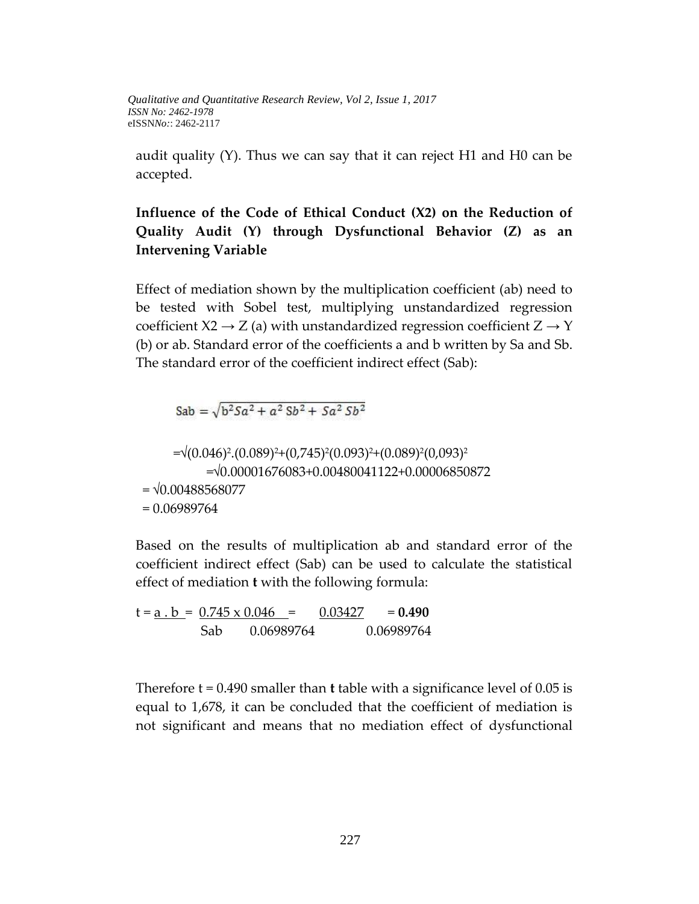audit quality (Y). Thus we can say that it can reject H1 and H0 can be accepted.

**Influence of the Code of Ethical Conduct (X2) on the Reduction of Quality Audit (Y) through Dysfunctional Behavior (Z) as an Intervening Variable**

Effect of mediation shown by the multiplication coefficient (ab) need to be tested with Sobel test, multiplying unstandardized regression coefficient X2 → Z (a) with unstandardized regression coefficient Z → Y (b) or ab. Standard error of the coefficients a and b written by Sa and Sb. The standard error of the coefficient indirect effect (Sab):

$$\text{Sab} = \sqrt{b^2 Sa^2 + a^2\, Sb^2 + Sa^2\, Sb^2}$$

$$=\sqrt{(0.046)^2.(0.089)^2+(0{,}745)^2(0.093)^2+(0.089)^2(0{,}093)^2}$$

$$=\sqrt{0.00001676083+0.00480041122+0.00006850872}$$

$$= \sqrt{0.00488568077}$$

$$= 0.06989764$$

Based on the results of multiplication ab and standard error of the coefficient indirect effect (Sab) can be used to calculate the statistical effect of mediation **t** with the following formula:

$$t = \frac{a\,.\,b}{\text{Sab}} = \frac{0.745 \times 0.046}{0.06989764} = \frac{0.03427}{0.06989764} = \mathbf{0.490}$$

Therefore t = 0.490 smaller than **t** table with a significance level of 0.05 is equal to 1,678, it can be concluded that the coefficient of mediation is not significant and means that no mediation effect of dysfunctional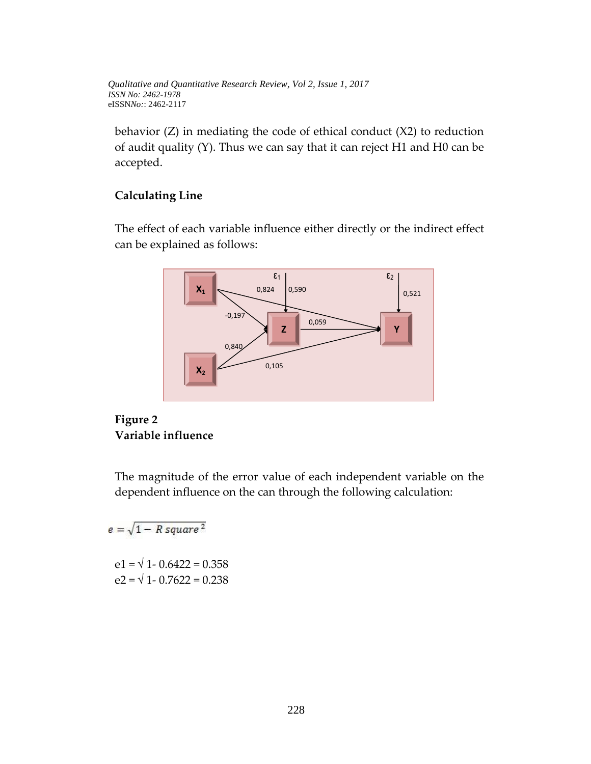behavior (Z) in mediating the code of ethical conduct (X2) to reduction of audit quality (Y). Thus we can say that it can reject H1 and H0 can be accepted.

**Calculating Line**

The effect of each variable influence either directly or the indirect effect can be explained as follows:

**Figure 2**
**Variable influence**

The magnitude of the error value of each independent variable on the dependent influence on the can through the following calculation:

$$e = \sqrt{1 - R\ square^2}$$

e1 = √ 1- 0.6422 = 0.358
e2 = √ 1- 0.7622 = 0.238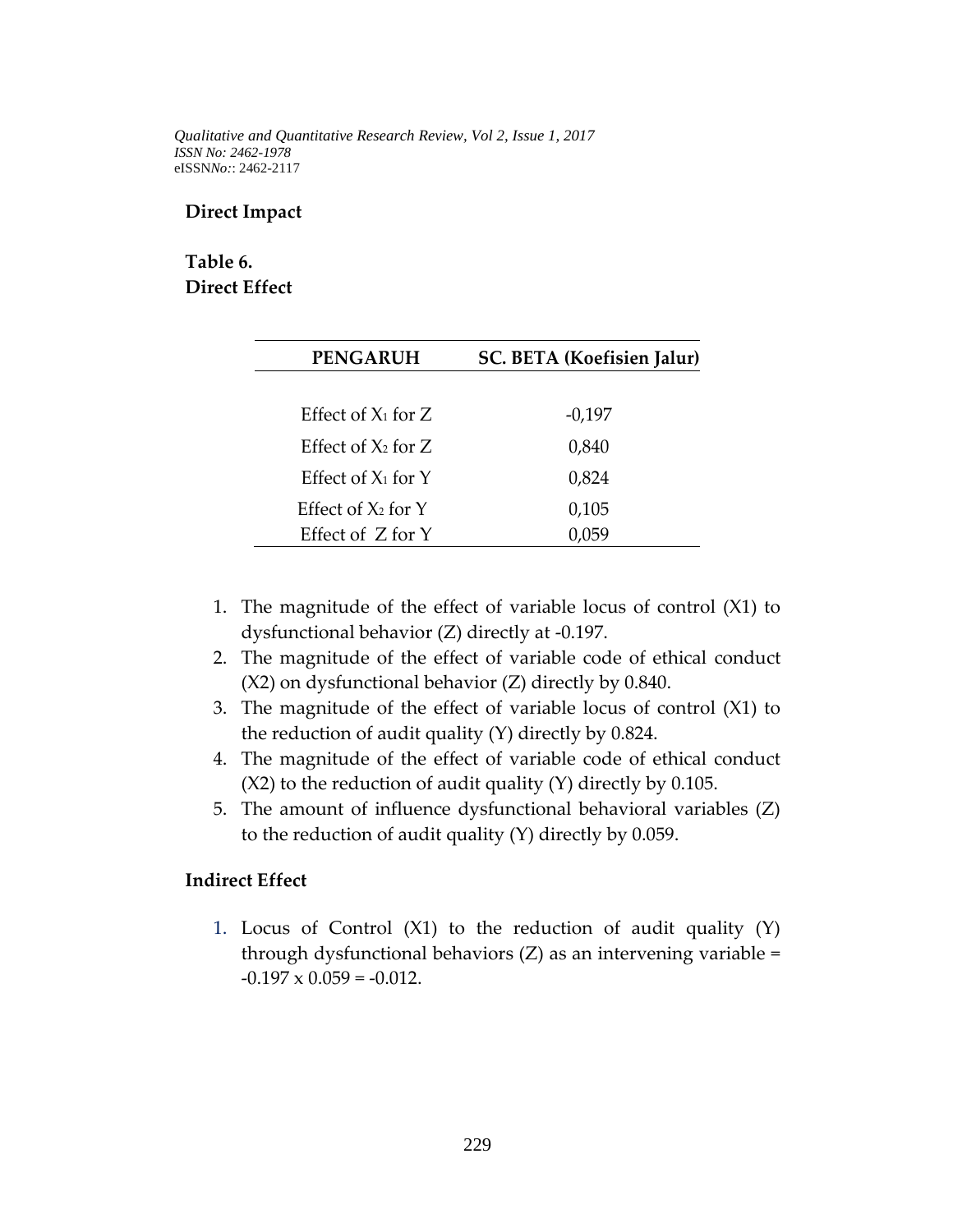**Direct Impact**

**Table 6.**
**Direct Effect**

| PENGARUH | SC. BETA (Koefisien Jalur) |
|---|---|
| Effect of $X_1$ for Z | -0,197 |
| Effect of $X_2$ for Z | 0,840 |
| Effect of $X_1$ for Y | 0,824 |
| Effect of $X_2$ for Y | 0,105 |
| Effect of Z for Y | 0,059 |

1. The magnitude of the effect of variable locus of control (X1) to dysfunctional behavior (Z) directly at -0.197.
2. The magnitude of the effect of variable code of ethical conduct (X2) on dysfunctional behavior (Z) directly by 0.840.
3. The magnitude of the effect of variable locus of control (X1) to the reduction of audit quality (Y) directly by 0.824.
4. The magnitude of the effect of variable code of ethical conduct (X2) to the reduction of audit quality (Y) directly by 0.105.
5. The amount of influence dysfunctional behavioral variables (Z) to the reduction of audit quality (Y) directly by 0.059.

**Indirect Effect**

1. Locus of Control (X1) to the reduction of audit quality (Y) through dysfunctional behaviors (Z) as an intervening variable = $-0.197 \times 0.059 = -0.012$.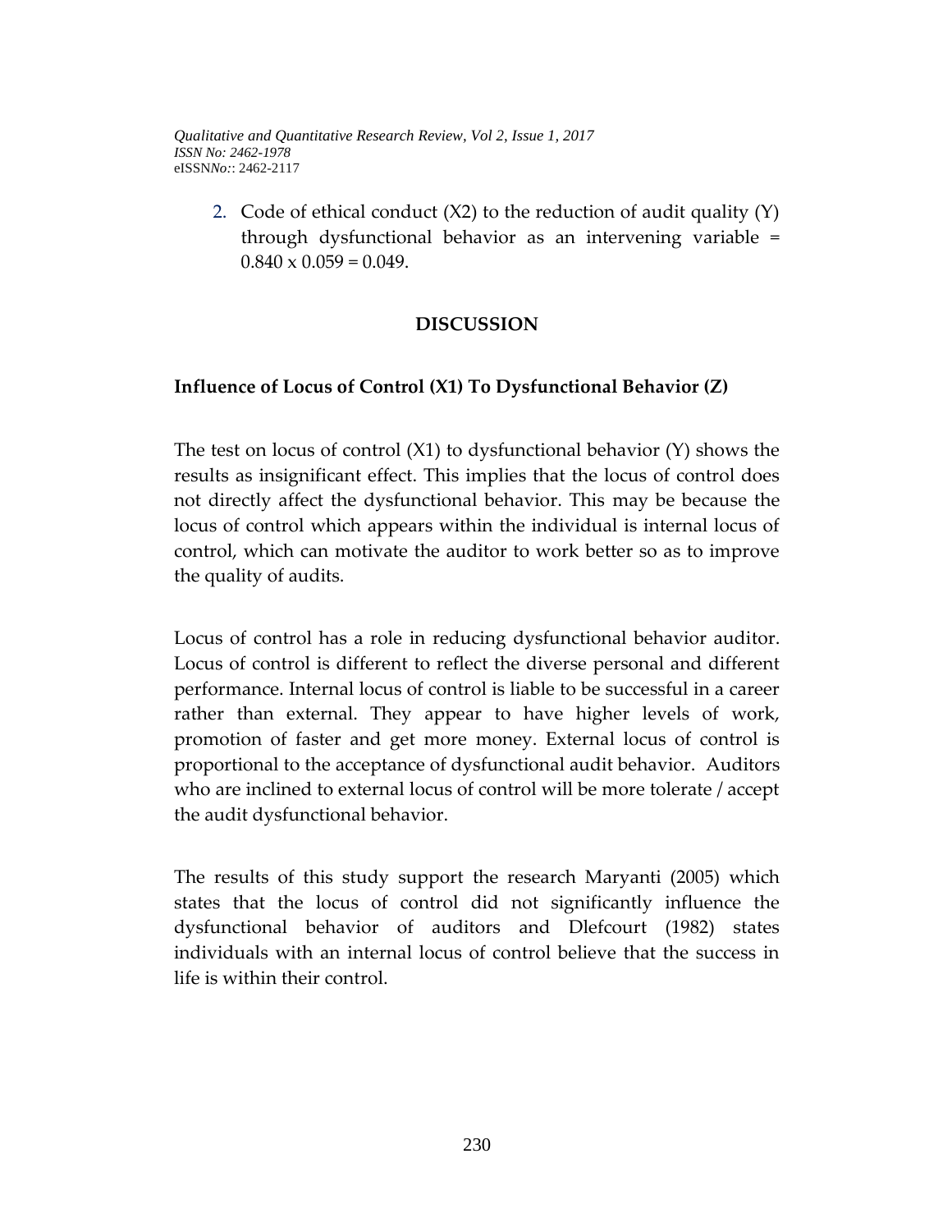2. Code of ethical conduct (X2) to the reduction of audit quality (Y) through dysfunctional behavior as an intervening variable = 0.840 x 0.059 = 0.049.

## DISCUSSION

### Influence of Locus of Control (X1) To Dysfunctional Behavior (Z)

The test on locus of control (X1) to dysfunctional behavior (Y) shows the results as insignificant effect. This implies that the locus of control does not directly affect the dysfunctional behavior. This may be because the locus of control which appears within the individual is internal locus of control, which can motivate the auditor to work better so as to improve the quality of audits.

Locus of control has a role in reducing dysfunctional behavior auditor. Locus of control is different to reflect the diverse personal and different performance. Internal locus of control is liable to be successful in a career rather than external. They appear to have higher levels of work, promotion of faster and get more money. External locus of control is proportional to the acceptance of dysfunctional audit behavior. Auditors who are inclined to external locus of control will be more tolerate / accept the audit dysfunctional behavior.

The results of this study support the research Maryanti (2005) which states that the locus of control did not significantly influence the dysfunctional behavior of auditors and Dlefcourt (1982) states individuals with an internal locus of control believe that the success in life is within their control.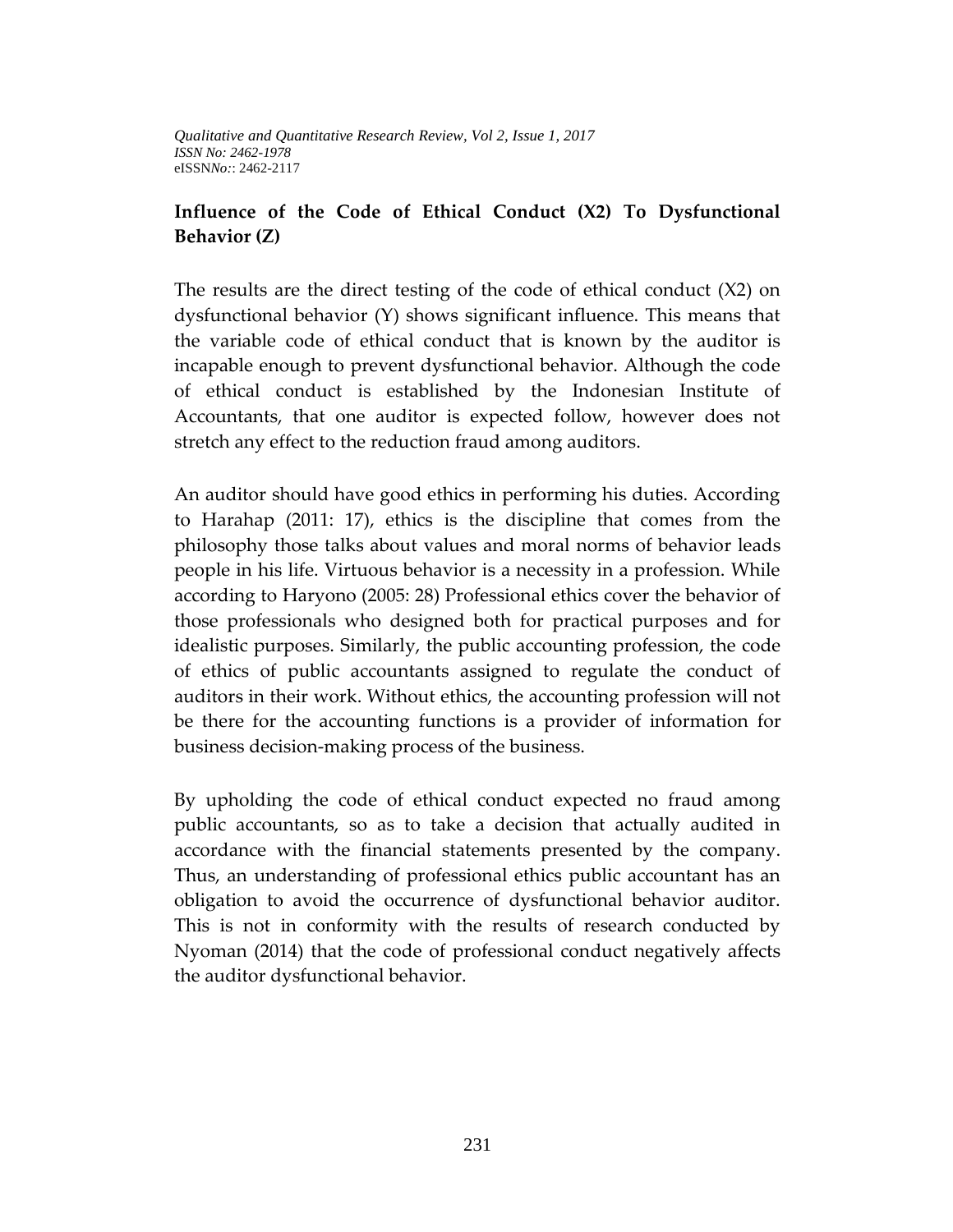**Influence of the Code of Ethical Conduct (X2) To Dysfunctional Behavior (Z)**

The results are the direct testing of the code of ethical conduct (X2) on dysfunctional behavior (Y) shows significant influence. This means that the variable code of ethical conduct that is known by the auditor is incapable enough to prevent dysfunctional behavior. Although the code of ethical conduct is established by the Indonesian Institute of Accountants, that one auditor is expected follow, however does not stretch any effect to the reduction fraud among auditors.

An auditor should have good ethics in performing his duties. According to Harahap (2011: 17), ethics is the discipline that comes from the philosophy those talks about values and moral norms of behavior leads people in his life. Virtuous behavior is a necessity in a profession. While according to Haryono (2005: 28) Professional ethics cover the behavior of those professionals who designed both for practical purposes and for idealistic purposes. Similarly, the public accounting profession, the code of ethics of public accountants assigned to regulate the conduct of auditors in their work. Without ethics, the accounting profession will not be there for the accounting functions is a provider of information for business decision-making process of the business.

By upholding the code of ethical conduct expected no fraud among public accountants, so as to take a decision that actually audited in accordance with the financial statements presented by the company. Thus, an understanding of professional ethics public accountant has an obligation to avoid the occurrence of dysfunctional behavior auditor. This is not in conformity with the results of research conducted by Nyoman (2014) that the code of professional conduct negatively affects the auditor dysfunctional behavior.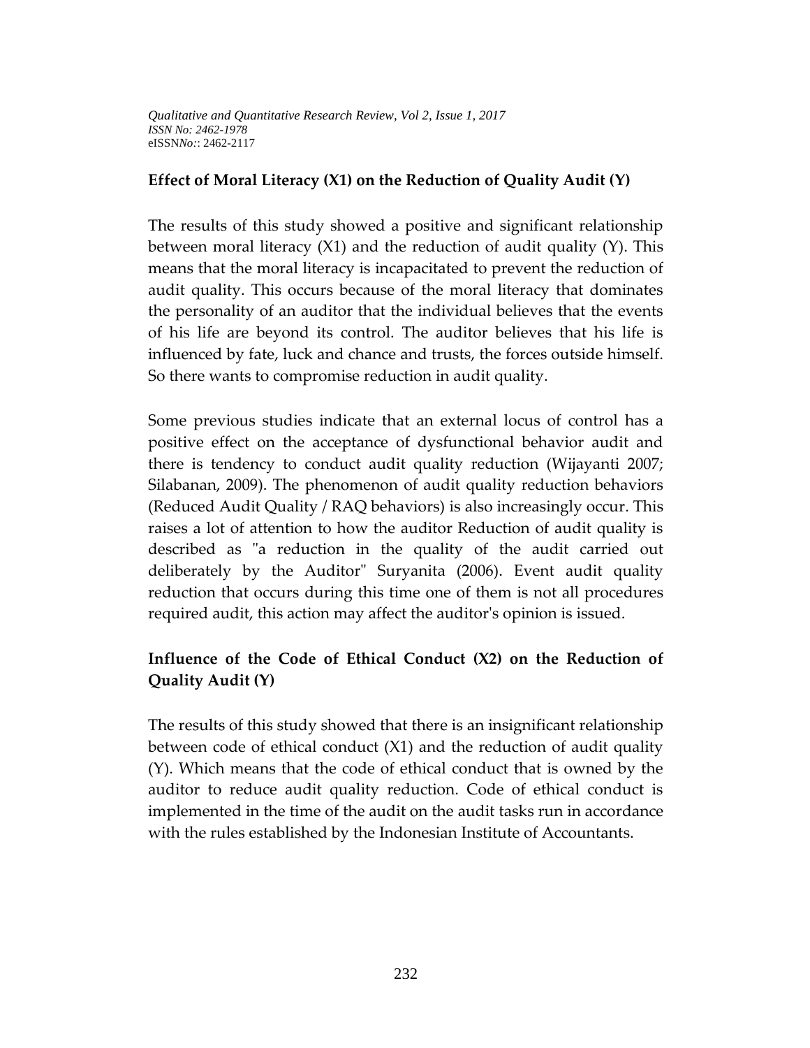**Effect of Moral Literacy (X1) on the Reduction of Quality Audit (Y)**

The results of this study showed a positive and significant relationship between moral literacy (X1) and the reduction of audit quality (Y). This means that the moral literacy is incapacitated to prevent the reduction of audit quality. This occurs because of the moral literacy that dominates the personality of an auditor that the individual believes that the events of his life are beyond its control. The auditor believes that his life is influenced by fate, luck and chance and trusts, the forces outside himself. So there wants to compromise reduction in audit quality.

Some previous studies indicate that an external locus of control has a positive effect on the acceptance of dysfunctional behavior audit and there is tendency to conduct audit quality reduction (Wijayanti 2007; Silabanan, 2009). The phenomenon of audit quality reduction behaviors (Reduced Audit Quality / RAQ behaviors) is also increasingly occur. This raises a lot of attention to how the auditor Reduction of audit quality is described as "a reduction in the quality of the audit carried out deliberately by the Auditor" Suryanita (2006). Event audit quality reduction that occurs during this time one of them is not all procedures required audit, this action may affect the auditor's opinion is issued.

**Influence of the Code of Ethical Conduct (X2) on the Reduction of Quality Audit (Y)**

The results of this study showed that there is an insignificant relationship between code of ethical conduct (X1) and the reduction of audit quality (Y). Which means that the code of ethical conduct that is owned by the auditor to reduce audit quality reduction. Code of ethical conduct is implemented in the time of the audit on the audit tasks run in accordance with the rules established by the Indonesian Institute of Accountants.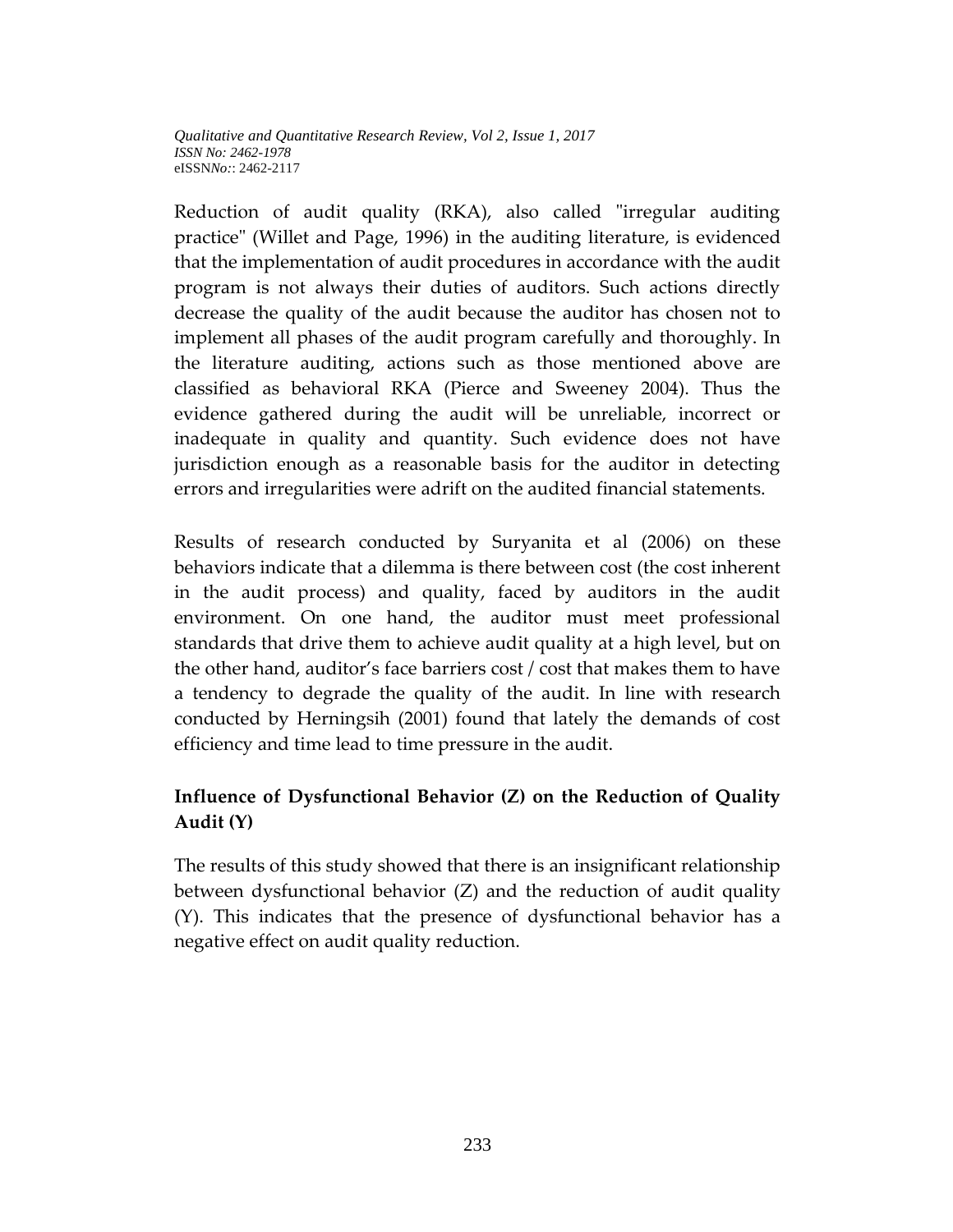Reduction of audit quality (RKA), also called "irregular auditing practice" (Willet and Page, 1996) in the auditing literature, is evidenced that the implementation of audit procedures in accordance with the audit program is not always their duties of auditors. Such actions directly decrease the quality of the audit because the auditor has chosen not to implement all phases of the audit program carefully and thoroughly. In the literature auditing, actions such as those mentioned above are classified as behavioral RKA (Pierce and Sweeney 2004). Thus the evidence gathered during the audit will be unreliable, incorrect or inadequate in quality and quantity. Such evidence does not have jurisdiction enough as a reasonable basis for the auditor in detecting errors and irregularities were adrift on the audited financial statements.

Results of research conducted by Suryanita et al (2006) on these behaviors indicate that a dilemma is there between cost (the cost inherent in the audit process) and quality, faced by auditors in the audit environment. On one hand, the auditor must meet professional standards that drive them to achieve audit quality at a high level, but on the other hand, auditor's face barriers cost / cost that makes them to have a tendency to degrade the quality of the audit. In line with research conducted by Herningsih (2001) found that lately the demands of cost efficiency and time lead to time pressure in the audit.

### Influence of Dysfunctional Behavior (Z) on the Reduction of Quality Audit (Y)

The results of this study showed that there is an insignificant relationship between dysfunctional behavior (Z) and the reduction of audit quality (Y). This indicates that the presence of dysfunctional behavior has a negative effect on audit quality reduction.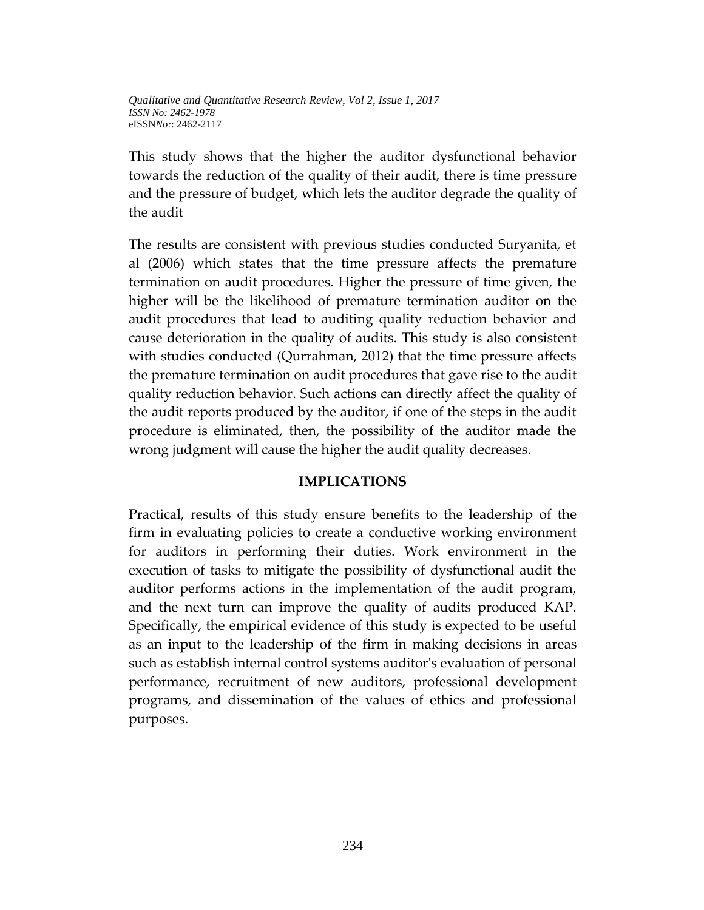This study shows that the higher the auditor dysfunctional behavior towards the reduction of the quality of their audit, there is time pressure and the pressure of budget, which lets the auditor degrade the quality of the audit

The results are consistent with previous studies conducted Suryanita, et al (2006) which states that the time pressure affects the premature termination on audit procedures. Higher the pressure of time given, the higher will be the likelihood of premature termination auditor on the audit procedures that lead to auditing quality reduction behavior and cause deterioration in the quality of audits. This study is also consistent with studies conducted (Qurrahman, 2012) that the time pressure affects the premature termination on audit procedures that gave rise to the audit quality reduction behavior. Such actions can directly affect the quality of the audit reports produced by the auditor, if one of the steps in the audit procedure is eliminated, then, the possibility of the auditor made the wrong judgment will cause the higher the audit quality decreases.

## IMPLICATIONS

Practical, results of this study ensure benefits to the leadership of the firm in evaluating policies to create a conductive working environment for auditors in performing their duties. Work environment in the execution of tasks to mitigate the possibility of dysfunctional audit the auditor performs actions in the implementation of the audit program, and the next turn can improve the quality of audits produced KAP. Specifically, the empirical evidence of this study is expected to be useful as an input to the leadership of the firm in making decisions in areas such as establish internal control systems auditor's evaluation of personal performance, recruitment of new auditors, professional development programs, and dissemination of the values of ethics and professional purposes.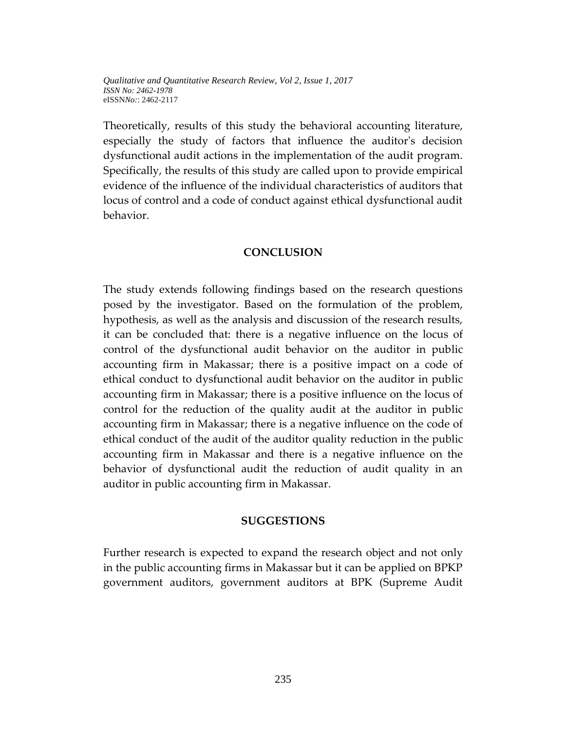Theoretically, results of this study the behavioral accounting literature, especially the study of factors that influence the auditor's decision dysfunctional audit actions in the implementation of the audit program. Specifically, the results of this study are called upon to provide empirical evidence of the influence of the individual characteristics of auditors that locus of control and a code of conduct against ethical dysfunctional audit behavior.

## CONCLUSION

The study extends following findings based on the research questions posed by the investigator. Based on the formulation of the problem, hypothesis, as well as the analysis and discussion of the research results, it can be concluded that: there is a negative influence on the locus of control of the dysfunctional audit behavior on the auditor in public accounting firm in Makassar; there is a positive impact on a code of ethical conduct to dysfunctional audit behavior on the auditor in public accounting firm in Makassar; there is a positive influence on the locus of control for the reduction of the quality audit at the auditor in public accounting firm in Makassar; there is a negative influence on the code of ethical conduct of the audit of the auditor quality reduction in the public accounting firm in Makassar and there is a negative influence on the behavior of dysfunctional audit the reduction of audit quality in an auditor in public accounting firm in Makassar.

## SUGGESTIONS

Further research is expected to expand the research object and not only in the public accounting firms in Makassar but it can be applied on BPKP government auditors, government auditors at BPK (Supreme Audit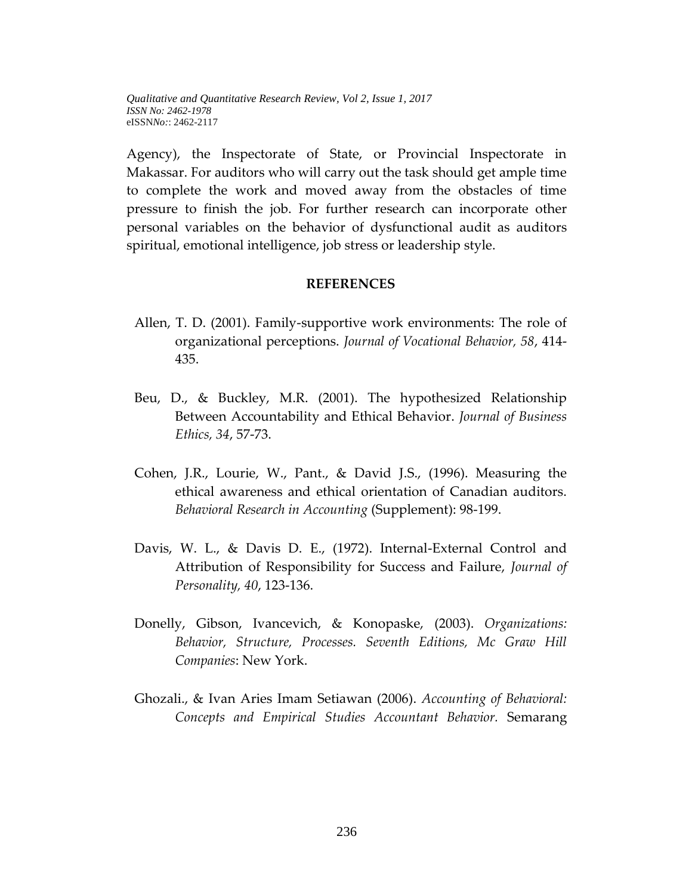Agency), the Inspectorate of State, or Provincial Inspectorate in Makassar. For auditors who will carry out the task should get ample time to complete the work and moved away from the obstacles of time pressure to finish the job. For further research can incorporate other personal variables on the behavior of dysfunctional audit as auditors spiritual, emotional intelligence, job stress or leadership style.

## REFERENCES

Allen, T. D. (2001). Family-supportive work environments: The role of organizational perceptions. *Journal of Vocational Behavior, 58*, 414-435.

Beu, D., & Buckley, M.R. (2001). The hypothesized Relationship Between Accountability and Ethical Behavior. *Journal of Business Ethics, 34*, 57-73.

Cohen, J.R., Lourie, W., Pant., & David J.S., (1996). Measuring the ethical awareness and ethical orientation of Canadian auditors. *Behavioral Research in Accounting* (Supplement): 98-199.

Davis, W. L., & Davis D. E., (1972). Internal-External Control and Attribution of Responsibility for Success and Failure, *Journal of Personality, 40*, 123-136.

Donelly, Gibson, Ivancevich, & Konopaske, (2003). *Organizations: Behavior, Structure, Processes. Seventh Editions, Mc Graw Hill Companies*: New York.

Ghozali., & Ivan Aries Imam Setiawan (2006). *Accounting of Behavioral: Concepts and Empirical Studies Accountant Behavior.* Semarang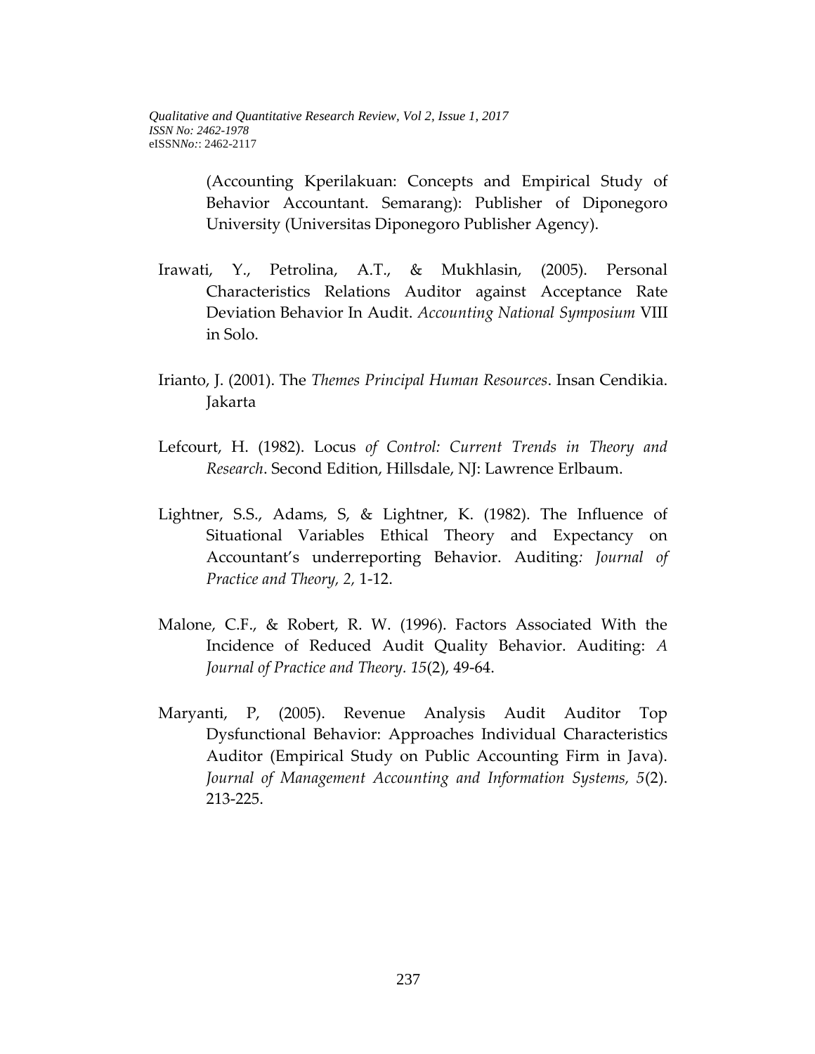(Accounting Kperilakuan: Concepts and Empirical Study of Behavior Accountant. Semarang): Publisher of Diponegoro University (Universitas Diponegoro Publisher Agency).

Irawati, Y., Petrolina, A.T., & Mukhlasin, (2005). Personal Characteristics Relations Auditor against Acceptance Rate Deviation Behavior In Audit. *Accounting National Symposium* VIII in Solo.

Irianto, J. (2001). The *Themes Principal Human Resources*. Insan Cendikia. Jakarta

Lefcourt, H. (1982). Locus *of Control: Current Trends in Theory and Research*. Second Edition, Hillsdale, NJ: Lawrence Erlbaum.

Lightner, S.S., Adams, S, & Lightner, K. (1982). The Influence of Situational Variables Ethical Theory and Expectancy on Accountant's underreporting Behavior. Auditing*: Journal of Practice and Theory, 2,* 1-12.

Malone, C.F., & Robert, R. W. (1996). Factors Associated With the Incidence of Reduced Audit Quality Behavior. Auditing: *A Journal of Practice and Theory. 15*(2), 49-64.

Maryanti, P, (2005). Revenue Analysis Audit Auditor Top Dysfunctional Behavior: Approaches Individual Characteristics Auditor (Empirical Study on Public Accounting Firm in Java). *Journal of Management Accounting and Information Systems, 5*(2). 213-225.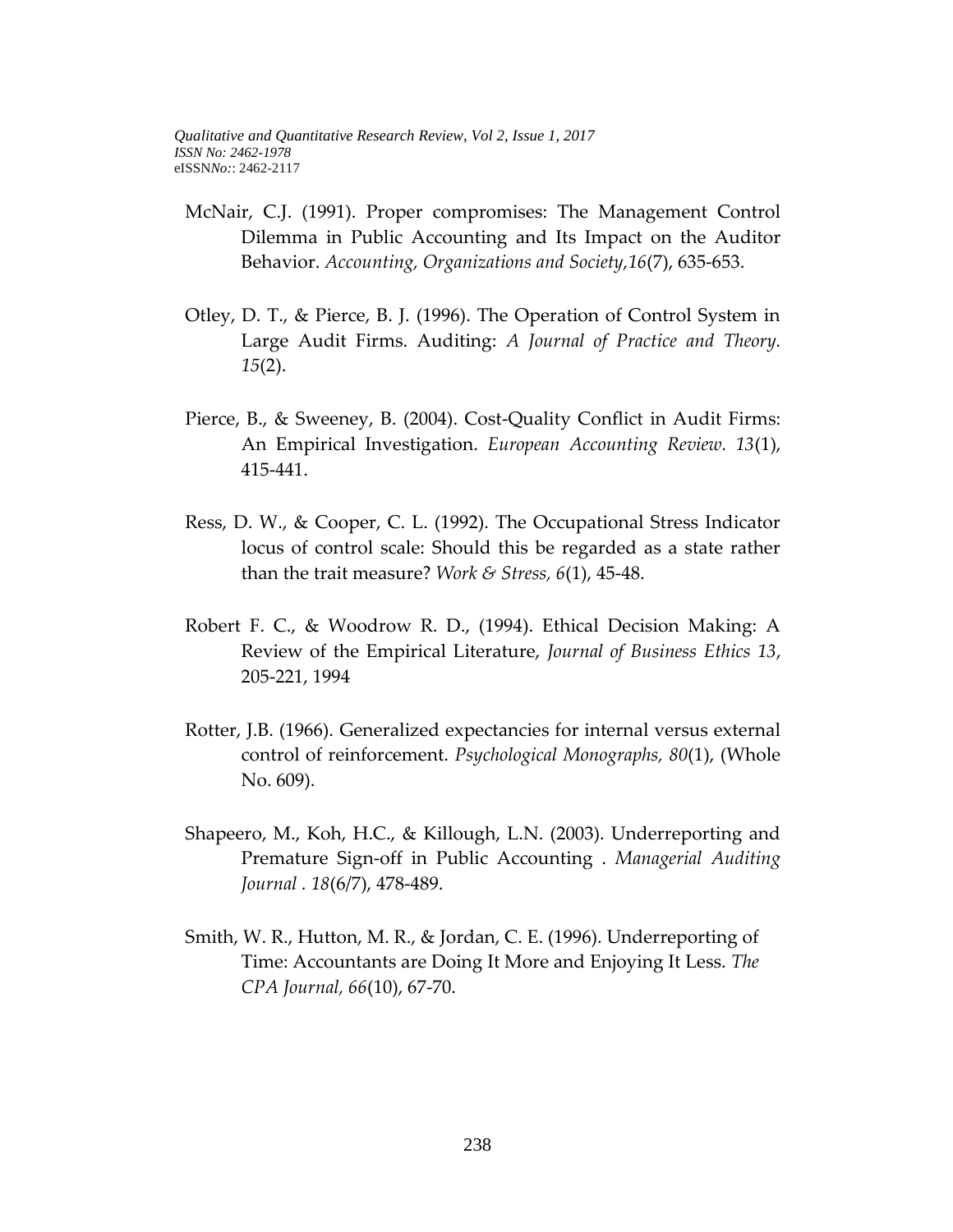McNair, C.J. (1991). Proper compromises: The Management Control Dilemma in Public Accounting and Its Impact on the Auditor Behavior. *Accounting, Organizations and Society,16*(7), 635-653.

Otley, D. T., & Pierce, B. J. (1996). The Operation of Control System in Large Audit Firms. Auditing: *A Journal of Practice and Theory. 15*(2).

Pierce, B., & Sweeney, B. (2004). Cost-Quality Conflict in Audit Firms: An Empirical Investigation. *European Accounting Review. 13*(1), 415-441.

Ress, D. W., & Cooper, C. L. (1992). The Occupational Stress Indicator locus of control scale: Should this be regarded as a state rather than the trait measure? *Work & Stress, 6*(1), 45-48.

Robert F. C., & Woodrow R. D., (1994). Ethical Decision Making: A Review of the Empirical Literature, *Journal of Business Ethics 13*, 205-221, 1994

Rotter, J.B. (1966). Generalized expectancies for internal versus external control of reinforcement. *Psychological Monographs, 80*(1), (Whole No. 609).

Shapeero, M., Koh, H.C., & Killough, L.N. (2003). Underreporting and Premature Sign-off in Public Accounting . *Managerial Auditing Journal . 18*(6/7), 478-489.

Smith, W. R., Hutton, M. R., & Jordan, C. E. (1996). Underreporting of Time: Accountants are Doing It More and Enjoying It Less. *The CPA Journal, 66*(10), 67-70.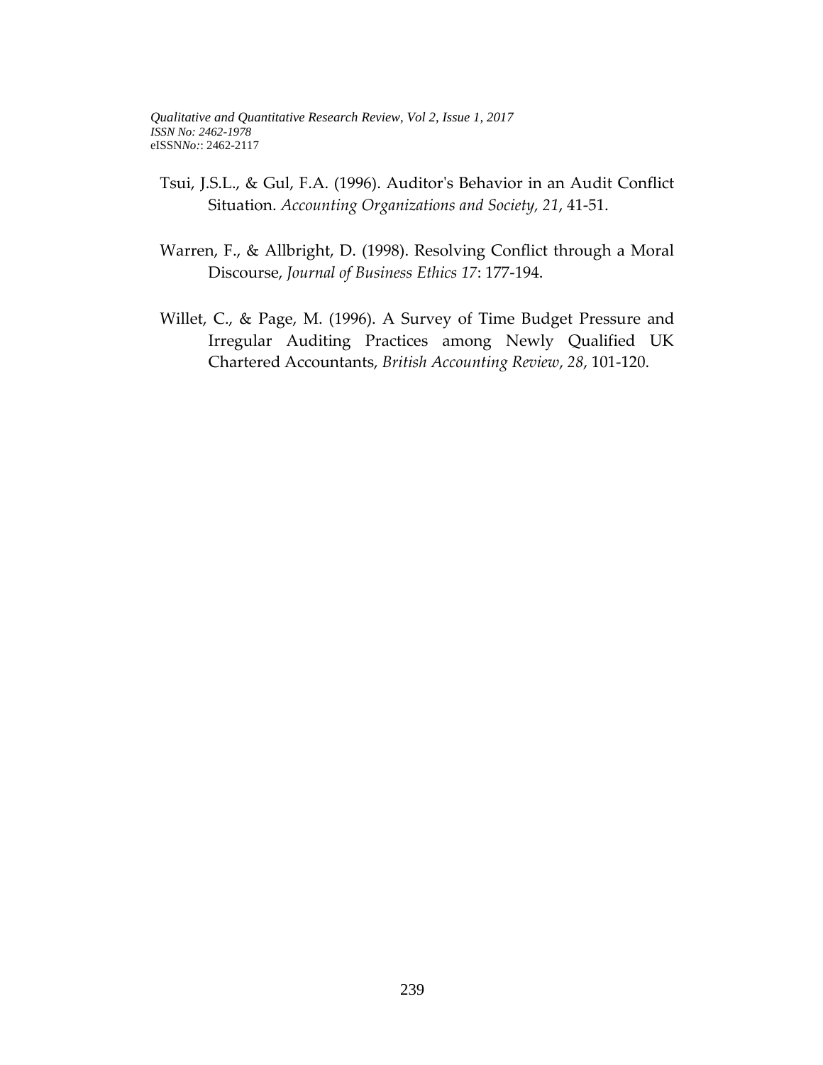Tsui, J.S.L., & Gul, F.A. (1996). Auditor's Behavior in an Audit Conflict Situation. *Accounting Organizations and Society, 21*, 41-51.

Warren, F., & Allbright, D. (1998). Resolving Conflict through a Moral Discourse, *Journal of Business Ethics 17*: 177-194.

Willet, C., & Page, M. (1996). A Survey of Time Budget Pressure and Irregular Auditing Practices among Newly Qualified UK Chartered Accountants, *British Accounting Review*, *28*, 101-120.